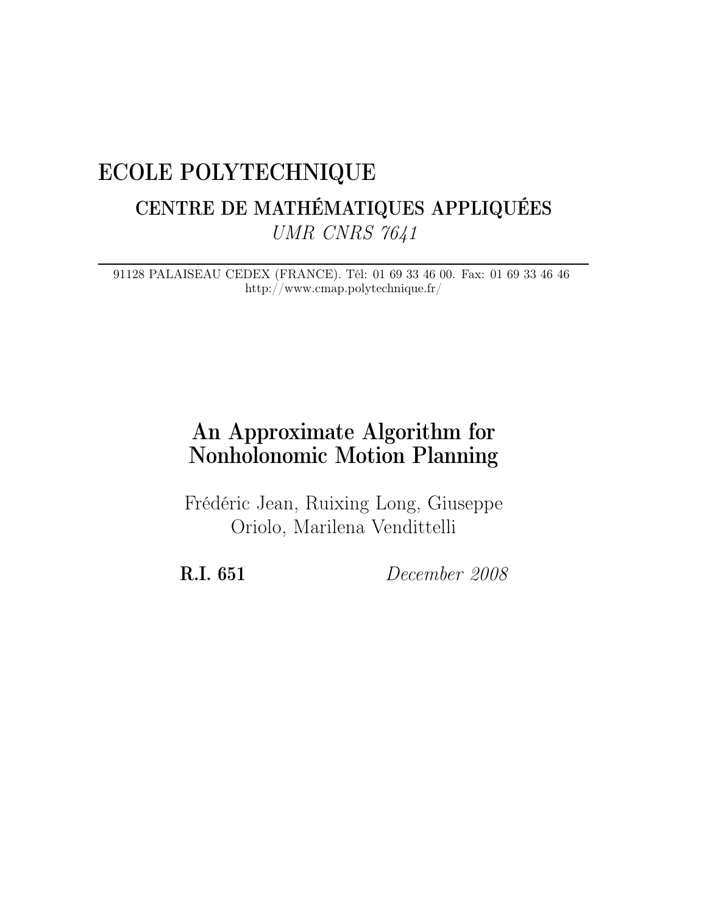# ECOLE POLYTECHNIQUE

## CENTRE DE MATHÉMATIQUES APPLIQUÉES

*UMR CNRS 7641*

91128 PALAISEAU CEDEX (FRANCE). Tél: 01 69 33 46 00. Fax: 01 69 33 46 46
http://www.cmap.polytechnique.fr/

# An Approximate Algorithm for Nonholonomic Motion Planning

Frédéric Jean, Ruixing Long, Giuseppe Oriolo, Marilena Vendittelli

**R.I. 651** *December 2008*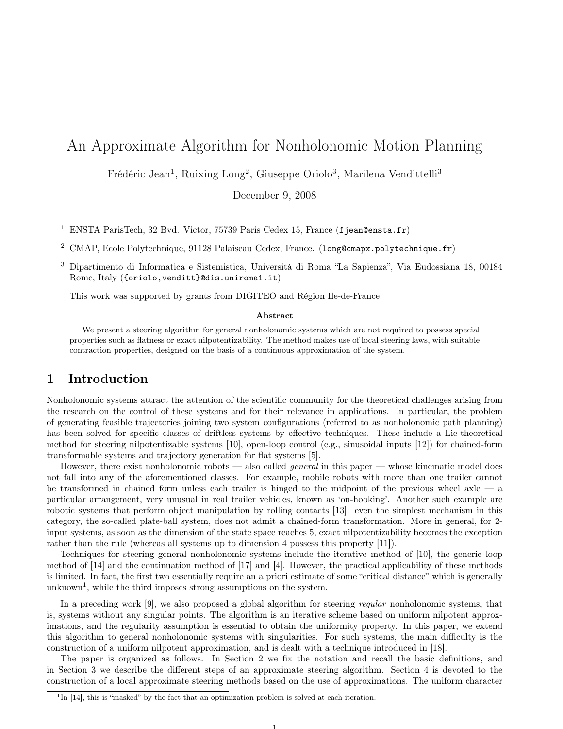# An Approximate Algorithm for Nonholonomic Motion Planning

Frédéric Jean[1], Ruixing Long[2], Giuseppe Oriolo[3], Marilena Vendittelli[3]

December 9, 2008

[1] ENSTA ParisTech, 32 Bvd. Victor, 75739 Paris Cedex 15, France (fjean@ensta.fr)

[2] CMAP, Ecole Polytechnique, 91128 Palaiseau Cedex, France. (long@cmapx.polytechnique.fr)

[3] Dipartimento di Informatica e Sistemistica, Università di Roma "La Sapienza", Via Eudossiana 18, 00184 Rome, Italy ({oriolo,venditt}@dis.uniroma1.it)

This work was supported by grants from DIGITEO and Région Ile-de-France.

**Abstract**

We present a steering algorithm for general nonholonomic systems which are not required to possess special properties such as flatness or exact nilpotentizability. The method makes use of local steering laws, with suitable contraction properties, designed on the basis of a continuous approximation of the system.

## 1 Introduction

Nonholonomic systems attract the attention of the scientific community for the theoretical challenges arising from the research on the control of these systems and for their relevance in applications. In particular, the problem of generating feasible trajectories joining two system configurations (referred to as nonholonomic path planning) has been solved for specific classes of driftless systems by effective techniques. These include a Lie-theoretical method for steering nilpotentizable systems [10], open-loop control (e.g., sinusoidal inputs [12]) for chained-form transformable systems and trajectory generation for flat systems [5].

However, there exist nonholonomic robots — also called *general* in this paper — whose kinematic model does not fall into any of the aforementioned classes. For example, mobile robots with more than one trailer cannot be transformed in chained form unless each trailer is hinged to the midpoint of the previous wheel axle — a particular arrangement, very unusual in real trailer vehicles, known as 'on-hooking'. Another such example are robotic systems that perform object manipulation by rolling contacts [13]: even the simplest mechanism in this category, the so-called plate-ball system, does not admit a chained-form transformation. More in general, for 2-input systems, as soon as the dimension of the state space reaches 5, exact nilpotentizability becomes the exception rather than the rule (whereas all systems up to dimension 4 possess this property [11]).

Techniques for steering general nonholonomic systems include the iterative method of [10], the generic loop method of [14] and the continuation method of [17] and [4]. However, the practical applicability of these methods is limited. In fact, the first two essentially require an a priori estimate of some "critical distance" which is generally unknown[1], while the third imposes strong assumptions on the system.

In a preceding work [9], we also proposed a global algorithm for steering *regular* nonholonomic systems, that is, systems without any singular points. The algorithm is an iterative scheme based on uniform nilpotent approximations, and the regularity assumption is essential to obtain the uniformity property. In this paper, we extend this algorithm to general nonholonomic systems with singularities. For such systems, the main difficulty is the construction of a uniform nilpotent approximation, and is dealt with a technique introduced in [18].

The paper is organized as follows. In Section 2 we fix the notation and recall the basic definitions, and in Section 3 we describe the different steps of an approximate steering algorithm. Section 4 is devoted to the construction of a local approximate steering methods based on the use of approximations. The uniform character

[1] In [14], this is "masked" by the fact that an optimization problem is solved at each iteration.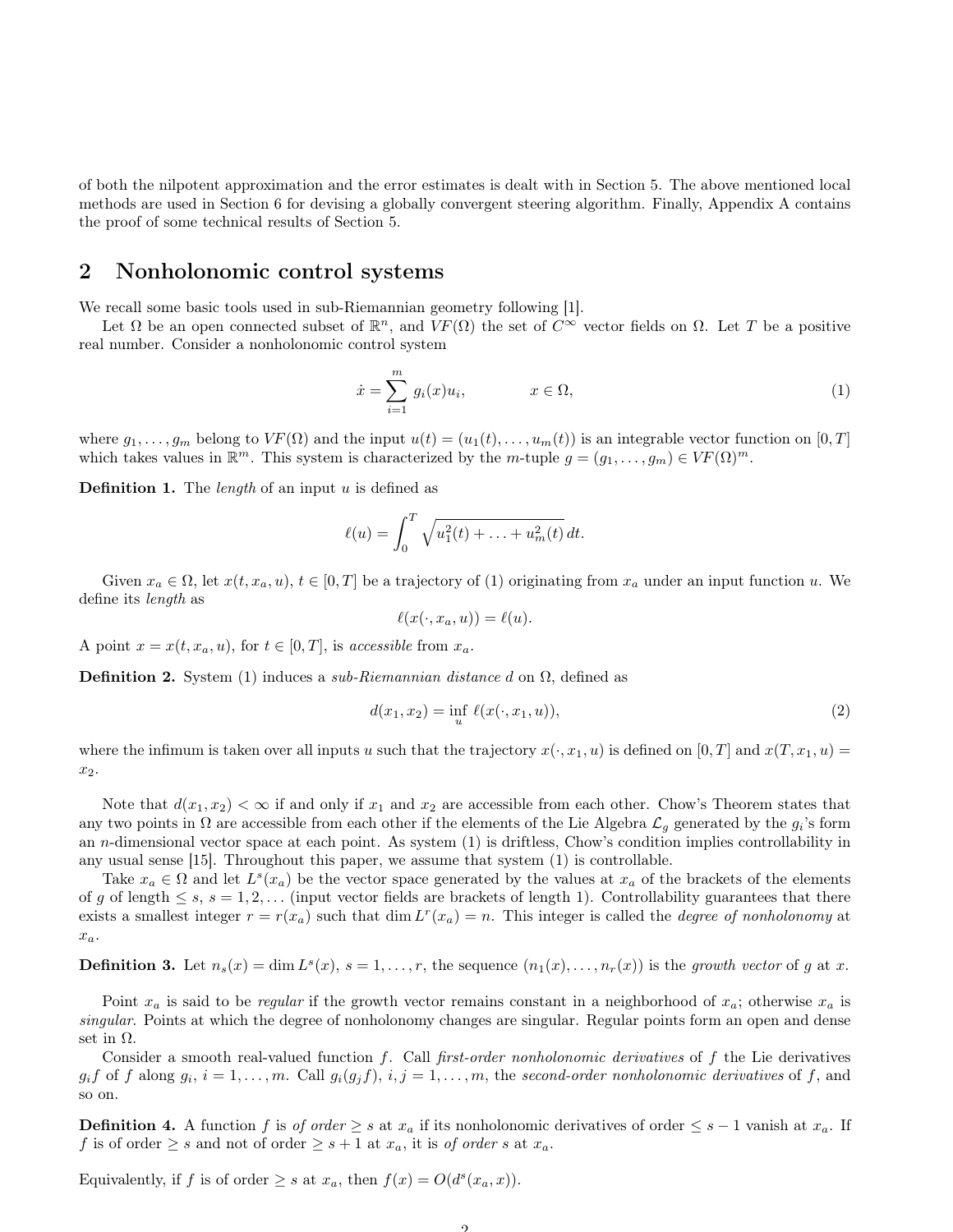of both the nilpotent approximation and the error estimates is dealt with in Section 5. The above mentioned local methods are used in Section 6 for devising a globally convergent steering algorithm. Finally, Appendix A contains the proof of some technical results of Section 5.

## 2 Nonholonomic control systems

We recall some basic tools used in sub-Riemannian geometry following [1].

Let $\Omega$ be an open connected subset of $\mathbb{R}^n$, and $VF(\Omega)$ the set of $C^\infty$ vector fields on $\Omega$. Let $T$ be a positive real number. Consider a nonholonomic control system

$$\dot{x} = \sum_{i=1}^{m} g_i(x)u_i, \qquad x \in \Omega, \tag{1}$$

where $g_1, \ldots, g_m$ belong to $VF(\Omega)$ and the input $u(t) = (u_1(t), \ldots, u_m(t))$ is an integrable vector function on $[0, T]$ which takes values in $\mathbb{R}^m$. This system is characterized by the $m$-tuple $g = (g_1, \ldots, g_m) \in VF(\Omega)^m$.

**Definition 1.** The *length* of an input $u$ is defined as

$$\ell(u) = \int_0^T \sqrt{u_1^2(t) + \ldots + u_m^2(t)}\, dt.$$

Given $x_a \in \Omega$, let $x(t, x_a, u)$, $t \in [0, T]$ be a trajectory of (1) originating from $x_a$ under an input function $u$. We define its *length* as

$$\ell(x(\cdot, x_a, u)) = \ell(u).$$

A point $x = x(t, x_a, u)$, for $t \in [0, T]$, is *accessible* from $x_a$.

**Definition 2.** System (1) induces a *sub-Riemannian distance* $d$ on $\Omega$, defined as

$$d(x_1, x_2) = \inf_u \ell(x(\cdot, x_1, u)), \tag{2}$$

where the infimum is taken over all inputs $u$ such that the trajectory $x(\cdot, x_1, u)$ is defined on $[0, T]$ and $x(T, x_1, u) = x_2$.

Note that $d(x_1, x_2) < \infty$ if and only if $x_1$ and $x_2$ are accessible from each other. Chow's Theorem states that any two points in $\Omega$ are accessible from each other if the elements of the Lie Algebra $\mathcal{L}_g$ generated by the $g_i$'s form an $n$-dimensional vector space at each point. As system (1) is driftless, Chow's condition implies controllability in any usual sense [15]. Throughout this paper, we assume that system (1) is controllable.

Take $x_a \in \Omega$ and let $L^s(x_a)$ be the vector space generated by the values at $x_a$ of the brackets of the elements of $g$ of length $\leq s$, $s = 1, 2, \ldots$ (input vector fields are brackets of length 1). Controllability guarantees that there exists a smallest integer $r = r(x_a)$ such that $\dim L^r(x_a) = n$. This integer is called the *degree of nonholonomy* at $x_a$.

**Definition 3.** Let $n_s(x) = \dim L^s(x)$, $s = 1, \ldots, r$, the sequence $(n_1(x), \ldots, n_r(x))$ is the *growth vector* of $g$ at $x$.

Point $x_a$ is said to be *regular* if the growth vector remains constant in a neighborhood of $x_a$; otherwise $x_a$ is *singular*. Points at which the degree of nonholonomy changes are singular. Regular points form an open and dense set in $\Omega$.

Consider a smooth real-valued function $f$. Call *first-order nonholonomic derivatives* of $f$ the Lie derivatives $g_i f$ of $f$ along $g_i$, $i = 1, \ldots, m$. Call $g_i(g_j f)$, $i, j = 1, \ldots, m$, the *second-order nonholonomic derivatives* of $f$, and so on.

**Definition 4.** A function $f$ is *of order* $\geq s$ at $x_a$ if its nonholonomic derivatives of order $\leq s - 1$ vanish at $x_a$. If $f$ is of order $\geq s$ and not of order $\geq s + 1$ at $x_a$, it is *of order* $s$ at $x_a$.

Equivalently, if $f$ is of order $\geq s$ at $x_a$, then $f(x) = O(d^s(x_a, x))$.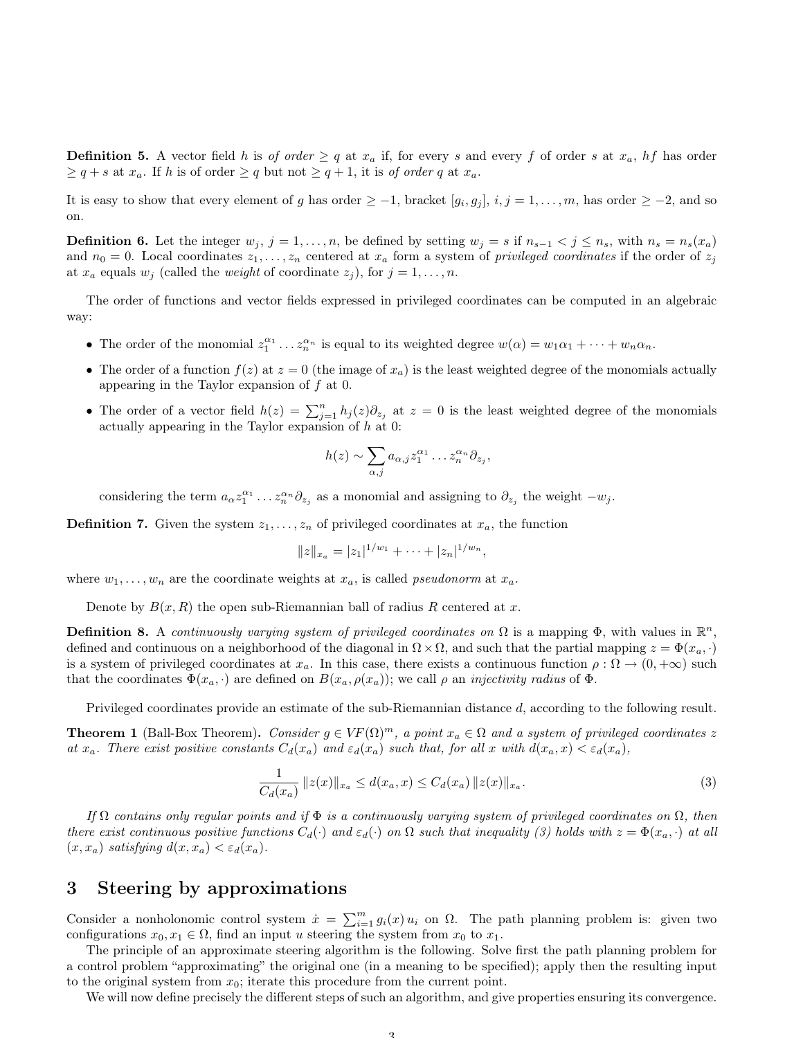**Definition 5.** A vector field $h$ is *of order* $\geq q$ at $x_a$ if, for every $s$ and every $f$ of order $s$ at $x_a$, $hf$ has order $\geq q+s$ at $x_a$. If $h$ is of order $\geq q$ but not $\geq q+1$, it is *of order* $q$ at $x_a$.

It is easy to show that every element of $g$ has order $\geq -1$, bracket $[g_i, g_j]$, $i,j = 1,\dots,m$, has order $\geq -2$, and so on.

**Definition 6.** Let the integer $w_j$, $j = 1,\dots,n$, be defined by setting $w_j = s$ if $n_{s-1} < j \leq n_s$, with $n_s = n_s(x_a)$ and $n_0 = 0$. Local coordinates $z_1,\dots,z_n$ centered at $x_a$ form a system of *privileged coordinates* if the order of $z_j$ at $x_a$ equals $w_j$ (called the *weight* of coordinate $z_j$), for $j = 1,\dots,n$.

The order of functions and vector fields expressed in privileged coordinates can be computed in an algebraic way:

- The order of the monomial $z_1^{\alpha_1}\dots z_n^{\alpha_n}$ is equal to its weighted degree $w(\alpha) = w_1\alpha_1 + \cdots + w_n\alpha_n$.
- The order of a function $f(z)$ at $z = 0$ (the image of $x_a$) is the least weighted degree of the monomials actually appearing in the Taylor expansion of $f$ at 0.
- The order of a vector field $h(z) = \sum_{j=1}^n h_j(z)\partial_{z_j}$ at $z = 0$ is the least weighted degree of the monomials actually appearing in the Taylor expansion of $h$ at 0:

  $$h(z) \sim \sum_{\alpha,j} a_{\alpha,j} z_1^{\alpha_1}\dots z_n^{\alpha_n}\partial_{z_j},$$

  considering the term $a_\alpha z_1^{\alpha_1}\dots z_n^{\alpha_n}\partial_{z_j}$ as a monomial and assigning to $\partial_{z_j}$ the weight $-w_j$.

**Definition 7.** Given the system $z_1,\dots,z_n$ of privileged coordinates at $x_a$, the function

$$\|z\|_{x_a} = |z_1|^{1/w_1} + \cdots + |z_n|^{1/w_n},$$

where $w_1,\dots,w_n$ are the coordinate weights at $x_a$, is called *pseudonorm* at $x_a$.

Denote by $B(x,R)$ the open sub-Riemannian ball of radius $R$ centered at $x$.

**Definition 8.** A *continuously varying system of privileged coordinates on* $\Omega$ is a mapping $\Phi$, with values in $\mathbb{R}^n$, defined and continuous on a neighborhood of the diagonal in $\Omega\times\Omega$, and such that the partial mapping $z = \Phi(x_a,\cdot)$ is a system of privileged coordinates at $x_a$. In this case, there exists a continuous function $\rho : \Omega \to (0,+\infty)$ such that the coordinates $\Phi(x_a,\cdot)$ are defined on $B(x_a,\rho(x_a))$; we call $\rho$ an *injectivity radius* of $\Phi$.

Privileged coordinates provide an estimate of the sub-Riemannian distance $d$, according to the following result.

**Theorem 1** (Ball-Box Theorem). *Consider $g \in VF(\Omega)^m$, a point $x_a \in \Omega$ and a system of privileged coordinates $z$ at $x_a$. There exist positive constants $C_d(x_a)$ and $\varepsilon_d(x_a)$ such that, for all $x$ with $d(x_a,x) < \varepsilon_d(x_a)$,*

$$\frac{1}{C_d(x_a)}\|z(x)\|_{x_a} \leq d(x_a,x) \leq C_d(x_a)\|z(x)\|_{x_a}. \tag{3}$$

*If $\Omega$ contains only regular points and if $\Phi$ is a continuously varying system of privileged coordinates on $\Omega$, then there exist continuous positive functions $C_d(\cdot)$ and $\varepsilon_d(\cdot)$ on $\Omega$ such that inequality (3) holds with $z = \Phi(x_a,\cdot)$ at all $(x,x_a)$ satisfying $d(x,x_a) < \varepsilon_d(x_a)$.*

# 3 Steering by approximations

Consider a nonholonomic control system $\dot{x} = \sum_{i=1}^m g_i(x)\,u_i$ on $\Omega$. The path planning problem is: given two configurations $x_0, x_1 \in \Omega$, find an input $u$ steering the system from $x_0$ to $x_1$.

The principle of an approximate steering algorithm is the following. Solve first the path planning problem for a control problem "approximating" the original one (in a meaning to be specified); apply then the resulting input to the original system from $x_0$; iterate this procedure from the current point.

We will now define precisely the different steps of such an algorithm, and give properties ensuring its convergence.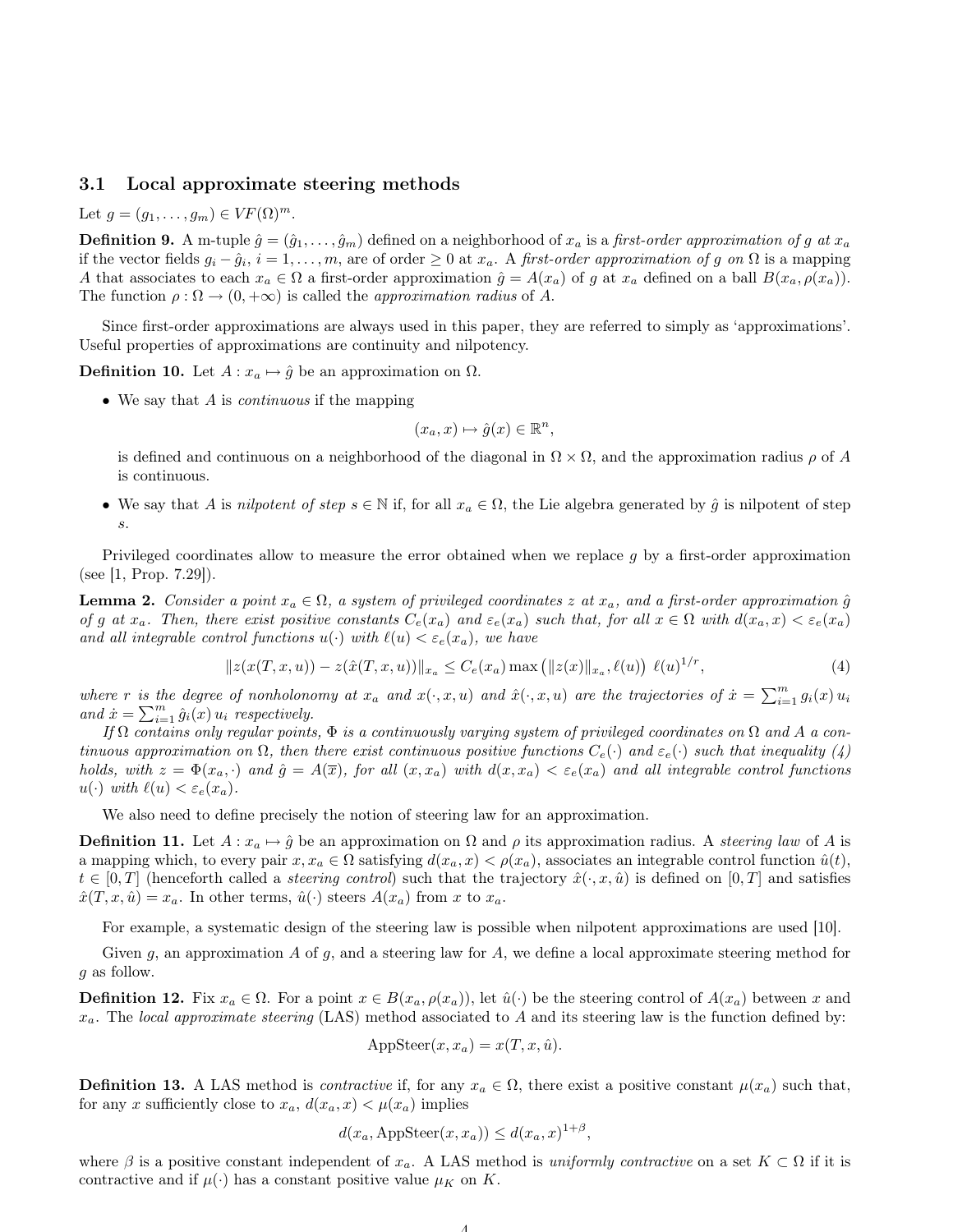### 3.1 Local approximate steering methods

Let $g = (g_1, \ldots, g_m) \in VF(\Omega)^m$.

**Definition 9.** A m-tuple $\hat{g} = (\hat{g}_1, \ldots, \hat{g}_m)$ defined on a neighborhood of $x_a$ is a *first-order approximation of $g$ at $x_a$* if the vector fields $g_i - \hat{g}_i$, $i = 1, \ldots, m$, are of order $\geq 0$ at $x_a$. A *first-order approximation of $g$ on $\Omega$* is a mapping $A$ that associates to each $x_a \in \Omega$ a first-order approximation $\hat{g} = A(x_a)$ of $g$ at $x_a$ defined on a ball $B(x_a, \rho(x_a))$. The function $\rho : \Omega \to (0, +\infty)$ is called the *approximation radius* of $A$.

Since first-order approximations are always used in this paper, they are referred to simply as 'approximations'. Useful properties of approximations are continuity and nilpotency.

**Definition 10.** Let $A : x_a \mapsto \hat{g}$ be an approximation on $\Omega$.

- We say that $A$ is *continuous* if the mapping
$$(x_a, x) \mapsto \hat{g}(x) \in \mathbb{R}^n,$$
is defined and continuous on a neighborhood of the diagonal in $\Omega \times \Omega$, and the approximation radius $\rho$ of $A$ is continuous.
- We say that $A$ is *nilpotent of step $s \in \mathbb{N}$* if, for all $x_a \in \Omega$, the Lie algebra generated by $\hat{g}$ is nilpotent of step $s$.

Privileged coordinates allow to measure the error obtained when we replace $g$ by a first-order approximation (see [1, Prop. 7.29]).

**Lemma 2.** *Consider a point $x_a \in \Omega$, a system of privileged coordinates $z$ at $x_a$, and a first-order approximation $\hat{g}$ of $g$ at $x_a$. Then, there exist positive constants $C_e(x_a)$ and $\varepsilon_e(x_a)$ such that, for all $x \in \Omega$ with $d(x_a, x) < \varepsilon_e(x_a)$ and all integrable control functions $u(\cdot)$ with $\ell(u) < \varepsilon_e(x_a)$, we have*

$$\|z(x(T, x, u)) - z(\hat{x}(T, x, u))\|_{x_a} \leq C_e(x_a) \max\left(\|z(x)\|_{x_a}, \ell(u)\right) \ \ell(u)^{1/r}, \tag{4}$$

*where $r$ is the degree of nonholonomy at $x_a$ and $x(\cdot, x, u)$ and $\hat{x}(\cdot, x, u)$ are the trajectories of $\dot{x} = \sum_{i=1}^m g_i(x)\, u_i$ and $\dot{x} = \sum_{i=1}^m \hat{g}_i(x)\, u_i$ respectively.*

*If $\Omega$ contains only regular points, $\Phi$ is a continuously varying system of privileged coordinates on $\Omega$ and $A$ a continuous approximation on $\Omega$, then there exist continuous positive functions $C_e(\cdot)$ and $\varepsilon_e(\cdot)$ such that inequality (4) holds, with $z = \Phi(x_a, \cdot)$ and $\hat{g} = A(\overline{x})$, for all $(x, x_a)$ with $d(x, x_a) < \varepsilon_e(x_a)$ and all integrable control functions $u(\cdot)$ with $\ell(u) < \varepsilon_e(x_a)$.*

We also need to define precisely the notion of steering law for an approximation.

**Definition 11.** Let $A : x_a \mapsto \hat{g}$ be an approximation on $\Omega$ and $\rho$ its approximation radius. A *steering law* of $A$ is a mapping which, to every pair $x, x_a \in \Omega$ satisfying $d(x_a, x) < \rho(x_a)$, associates an integrable control function $\hat{u}(t)$, $t \in [0, T]$ (henceforth called a *steering control*) such that the trajectory $\hat{x}(\cdot, x, \hat{u})$ is defined on $[0, T]$ and satisfies $\hat{x}(T, x, \hat{u}) = x_a$. In other terms, $\hat{u}(\cdot)$ steers $A(x_a)$ from $x$ to $x_a$.

For example, a systematic design of the steering law is possible when nilpotent approximations are used [10].

Given $g$, an approximation $A$ of $g$, and a steering law for $A$, we define a local approximate steering method for $g$ as follow.

**Definition 12.** Fix $x_a \in \Omega$. For a point $x \in B(x_a, \rho(x_a))$, let $\hat{u}(\cdot)$ be the steering control of $A(x_a)$ between $x$ and $x_a$. The *local approximate steering* (LAS) method associated to $A$ and its steering law is the function defined by:

$$\text{AppSteer}(x, x_a) = x(T, x, \hat{u}).$$

**Definition 13.** A LAS method is *contractive* if, for any $x_a \in \Omega$, there exist a positive constant $\mu(x_a)$ such that, for any $x$ sufficiently close to $x_a$, $d(x_a, x) < \mu(x_a)$ implies

$$d(x_a, \text{AppSteer}(x, x_a)) \leq d(x_a, x)^{1+\beta},$$

where $\beta$ is a positive constant independent of $x_a$. A LAS method is *uniformly contractive* on a set $K \subset \Omega$ if it is contractive and if $\mu(\cdot)$ has a constant positive value $\mu_K$ on $K$.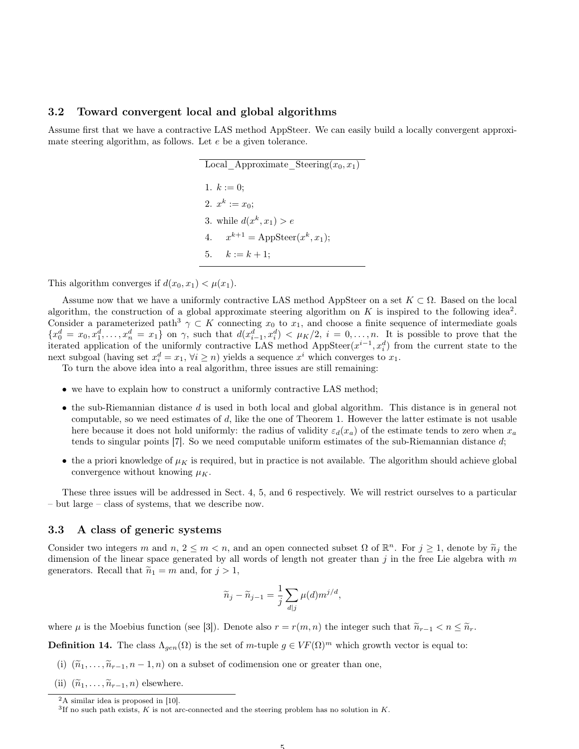### 3.2 Toward convergent local and global algorithms

Assume first that we have a contractive LAS method AppSteer. We can easily build a locally convergent approximate steering algorithm, as follows. Let $e$ be a given tolerance.

Local_Approximate_Steering($x_0, x_1$)

1. $k := 0$;
2. $x^k := x_0$;
3. while $d(x^k, x_1) > e$
4. $\quad x^{k+1} = \text{AppSteer}(x^k, x_1)$;
5. $\quad k := k + 1$;

This algorithm converges if $d(x_0, x_1) < \mu(x_1)$.

Assume now that we have a uniformly contractive LAS method AppSteer on a set $K \subset \Omega$. Based on the local algorithm, the construction of a global approximate steering algorithm on $K$ is inspired to the following idea[2]. Consider a parameterized path[3] $\gamma \subset K$ connecting $x_0$ to $x_1$, and choose a finite sequence of intermediate goals $\{x_0^d = x_0, x_1^d, \ldots, x_n^d = x_1\}$ on $\gamma$, such that $d(x_{i-1}^d, x_i^d) < \mu_K/2$, $i = 0, \ldots, n$. It is possible to prove that the iterated application of the uniformly contractive LAS method $\text{AppSteer}(x^{i-1}, x_i^d)$ from the current state to the next subgoal (having set $x_i^d = x_1$, $\forall i \geq n$) yields a sequence $x^i$ which converges to $x_1$.

To turn the above idea into a real algorithm, three issues are still remaining:

- we have to explain how to construct a uniformly contractive LAS method;
- the sub-Riemannian distance $d$ is used in both local and global algorithm. This distance is in general not computable, so we need estimates of $d$, like the one of Theorem 1. However the latter estimate is not usable here because it does not hold uniformly: the radius of validity $\varepsilon_d(x_a)$ of the estimate tends to zero when $x_a$ tends to singular points [7]. So we need computable uniform estimates of the sub-Riemannian distance $d$;
- the a priori knowledge of $\mu_K$ is required, but in practice is not available. The algorithm should achieve global convergence without knowing $\mu_K$.

These three issues will be addressed in Sect. 4, 5, and 6 respectively. We will restrict ourselves to a particular – but large – class of systems, that we describe now.

### 3.3 A class of generic systems

Consider two integers $m$ and $n$, $2 \leq m < n$, and an open connected subset $\Omega$ of $\mathbb{R}^n$. For $j \geq 1$, denote by $\widetilde{n}_j$ the dimension of the linear space generated by all words of length not greater than $j$ in the free Lie algebra with $m$ generators. Recall that $\widetilde{n}_1 = m$ and, for $j > 1$,

$$\widetilde{n}_j - \widetilde{n}_{j-1} = \frac{1}{j} \sum_{d|j} \mu(d) m^{j/d},$$

where $\mu$ is the Moebius function (see [3]). Denote also $r = r(m, n)$ the integer such that $\widetilde{n}_{r-1} < n \leq \widetilde{n}_r$.

**Definition 14.** The class $\Lambda_{gen}(\Omega)$ is the set of $m$-tuple $g \in VF(\Omega)^m$ which growth vector is equal to:

(i) $(\widetilde{n}_1, \ldots, \widetilde{n}_{r-1}, n-1, n)$ on a subset of codimension one or greater than one,

(ii) $(\widetilde{n}_1, \ldots, \widetilde{n}_{r-1}, n)$ elsewhere.

---

[2] A similar idea is proposed in [10].

[3] If no such path exists, $K$ is not arc-connected and the steering problem has no solution in $K$.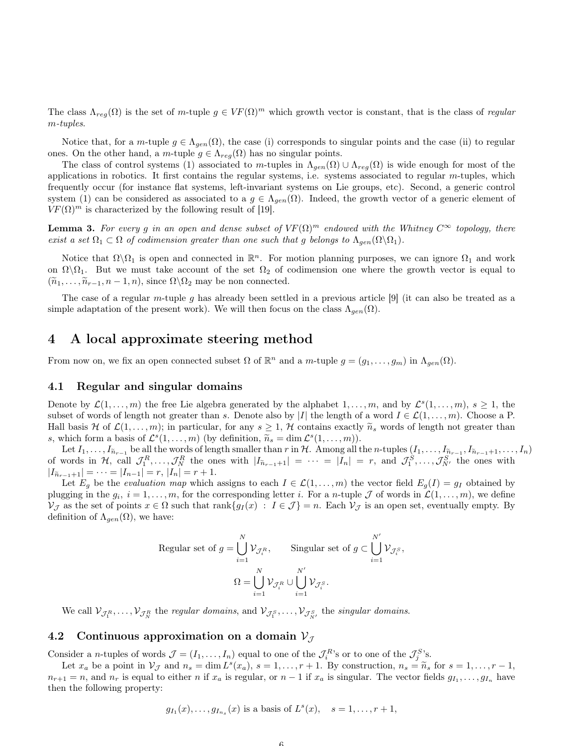The class $\Lambda_{reg}(\Omega)$ is the set of $m$-tuple $g \in VF(\Omega)^m$ which growth vector is constant, that is the class of *regular m-tuples*.

Notice that, for a $m$-tuple $g \in \Lambda_{gen}(\Omega)$, the case (i) corresponds to singular points and the case (ii) to regular ones. On the other hand, a $m$-tuple $g \in \Lambda_{reg}(\Omega)$ has no singular points.

The class of control systems (1) associated to $m$-tuples in $\Lambda_{gen}(\Omega) \cup \Lambda_{reg}(\Omega)$ is wide enough for most of the applications in robotics. It first contains the regular systems, i.e. systems associated to regular $m$-tuples, which frequently occur (for instance flat systems, left-invariant systems on Lie groups, etc). Second, a generic control system (1) can be considered as associated to a $g \in \Lambda_{gen}(\Omega)$. Indeed, the growth vector of a generic element of $VF(\Omega)^m$ is characterized by the following result of [19].

**Lemma 3.** *For every $g$ in an open and dense subset of $VF(\Omega)^m$ endowed with the Whitney $C^\infty$ topology, there exist a set $\Omega_1 \subset \Omega$ of codimension greater than one such that $g$ belongs to $\Lambda_{gen}(\Omega \backslash \Omega_1)$.*

Notice that $\Omega \backslash \Omega_1$ is open and connected in $\mathbb{R}^n$. For motion planning purposes, we can ignore $\Omega_1$ and work on $\Omega \backslash \Omega_1$. But we must take account of the set $\Omega_2$ of codimension one where the growth vector is equal to $(\widetilde{n}_1, \ldots, \widetilde{n}_{r-1}, n-1, n)$, since $\Omega \backslash \Omega_2$ may be non connected.

The case of a regular $m$-tuple $g$ has already been settled in a previous article [9] (it can also be treated as a simple adaptation of the present work). We will then focus on the class $\Lambda_{gen}(\Omega)$.

# 4 A local approximate steering method

From now on, we fix an open connected subset $\Omega$ of $\mathbb{R}^n$ and a $m$-tuple $g = (g_1, \ldots, g_m)$ in $\Lambda_{gen}(\Omega)$.

## 4.1 Regular and singular domains

Denote by $\mathcal{L}(1, \ldots, m)$ the free Lie algebra generated by the alphabet $1, \ldots, m$, and by $\mathcal{L}^s(1, \ldots, m)$, $s \geq 1$, the subset of words of length not greater than $s$. Denote also by $|I|$ the length of a word $I \in \mathcal{L}(1, \ldots, m)$. Choose a P. Hall basis $\mathcal{H}$ of $\mathcal{L}(1, \ldots, m)$; in particular, for any $s \geq 1$, $\mathcal{H}$ contains exactly $\widetilde{n}_s$ words of length not greater than $s$, which form a basis of $\mathcal{L}^s(1, \ldots, m)$ (by definition, $\widetilde{n}_s = \dim \mathcal{L}^s(1, \ldots, m)$).

Let $I_1, \ldots, I_{\widetilde{n}_{r-1}}$ be all the words of length smaller than $r$ in $\mathcal{H}$. Among all the $n$-tuples $(I_1, \ldots, I_{\widetilde{n}_{r-1}}, I_{\widetilde{n}_{r-1}+1}, \ldots, I_n)$ of words in $\mathcal{H}$, call $\mathcal{J}_1^R, \ldots, \mathcal{J}_N^R$ the ones with $|I_{\widetilde{n}_{r-1}+1}| = \cdots = |I_n| = r$, and $\mathcal{J}_1^S, \ldots, \mathcal{J}_{N'}^S$ the ones with $|I_{\widetilde{n}_{r-1}+1}| = \cdots = |I_{n-1}| = r$, $|I_n| = r+1$.

Let $E_g$ be the *evaluation map* which assigns to each $I \in \mathcal{L}(1, \ldots, m)$ the vector field $E_g(I) = g_I$ obtained by plugging in the $g_i$, $i = 1, \ldots, m$, for the corresponding letter $i$. For a $n$-tuple $\mathcal{J}$ of words in $\mathcal{L}(1, \ldots, m)$, we define $\mathcal{V}_\mathcal{J}$ as the set of points $x \in \Omega$ such that $\operatorname{rank}\{g_I(x) \,:\, I \in \mathcal{J}\} = n$. Each $\mathcal{V}_\mathcal{J}$ is an open set, eventually empty. By definition of $\Lambda_{gen}(\Omega)$, we have:

$$\text{Regular set of } g = \bigcup_{i=1}^{N} \mathcal{V}_{\mathcal{J}_i^R}, \qquad \text{Singular set of } g \subset \bigcup_{i=1}^{N'} \mathcal{V}_{\mathcal{J}_i^S},$$

$$\Omega = \bigcup_{i=1}^{N} \mathcal{V}_{\mathcal{J}_i^R} \cup \bigcup_{i=1}^{N'} \mathcal{V}_{\mathcal{J}_i^S}.$$

We call $\mathcal{V}_{\mathcal{J}_1^R}, \ldots, \mathcal{V}_{\mathcal{J}_N^R}$ the *regular domains*, and $\mathcal{V}_{\mathcal{J}_1^S}, \ldots, \mathcal{V}_{\mathcal{J}_{N'}^S}$ the *singular domains*.

## 4.2 Continuous approximation on a domain $\mathcal{V}_\mathcal{J}$

Consider a $n$-tuples of words $\mathcal{J} = (I_1, \ldots, I_n)$ equal to one of the $\mathcal{J}_i^R$'s or to one of the $\mathcal{J}_j^S$'s.

Let $x_a$ be a point in $\mathcal{V}_\mathcal{J}$ and $n_s = \dim L^s(x_a)$, $s = 1, \ldots, r+1$. By construction, $n_s = \widetilde{n}_s$ for $s = 1, \ldots, r-1$, $n_{r+1} = n$, and $n_r$ is equal to either $n$ if $x_a$ is regular, or $n-1$ if $x_a$ is singular. The vector fields $g_{I_1}, \ldots, g_{I_n}$ have then the following property:

$$g_{I_1}(x), \ldots, g_{I_{n_s}}(x) \text{ is a basis of } L^s(x), \quad s = 1, \ldots, r+1,$$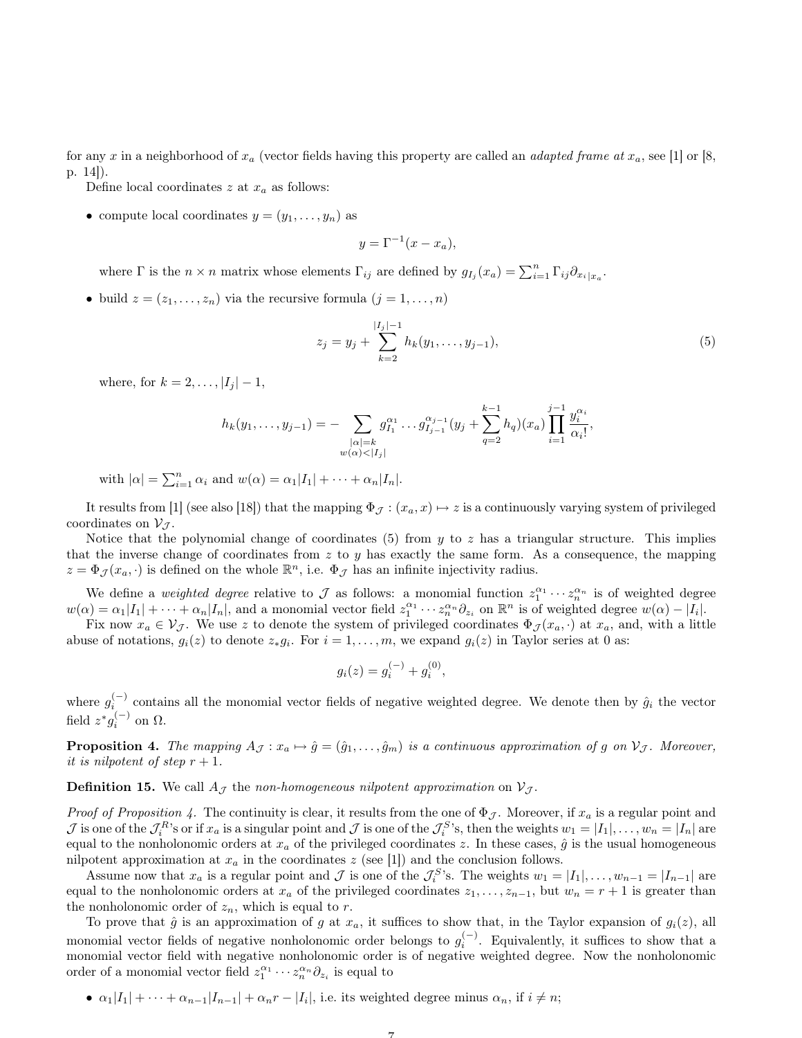for any $x$ in a neighborhood of $x_a$ (vector fields having this property are called an *adapted frame at* $x_a$, see [1] or [8, p. 14]).

Define local coordinates $z$ at $x_a$ as follows:

- compute local coordinates $y = (y_1, \ldots, y_n)$ as

$$y = \Gamma^{-1}(x - x_a),$$

where $\Gamma$ is the $n \times n$ matrix whose elements $\Gamma_{ij}$ are defined by $g_{I_j}(x_a) = \sum_{i=1}^n \Gamma_{ij} \partial_{x_i|x_a}$.

- build $z = (z_1, \ldots, z_n)$ via the recursive formula ($j = 1, \ldots, n$)

$$z_j = y_j + \sum_{k=2}^{|I_j|-1} h_k(y_1, \ldots, y_{j-1}), \tag{5}$$

where, for $k = 2, \ldots, |I_j| - 1$,

$$h_k(y_1, \ldots, y_{j-1}) = - \sum_{\substack{|\alpha|=k \\ w(\alpha)<|I_j|}} g_{I_1}^{\alpha_1} \ldots g_{I_{j-1}}^{\alpha_{j-1}} (y_j + \sum_{q=2}^{k-1} h_q)(x_a) \prod_{i=1}^{j-1} \frac{y_i^{\alpha_i}}{\alpha_i!},$$

with $|\alpha| = \sum_{i=1}^n \alpha_i$ and $w(\alpha) = \alpha_1|I_1| + \cdots + \alpha_n|I_n|$.

It results from [1] (see also [18]) that the mapping $\Phi_{\mathcal{J}} : (x_a, x) \mapsto z$ is a continuously varying system of privileged coordinates on $\mathcal{V}_{\mathcal{J}}$.

Notice that the polynomial change of coordinates (5) from $y$ to $z$ has a triangular structure. This implies that the inverse change of coordinates from $z$ to $y$ has exactly the same form. As a consequence, the mapping $z = \Phi_{\mathcal{J}}(x_a, \cdot)$ is defined on the whole $\mathbb{R}^n$, i.e. $\Phi_{\mathcal{J}}$ has an infinite injectivity radius.

We define a *weighted degree* relative to $\mathcal{J}$ as follows: a monomial function $z_1^{\alpha_1} \cdots z_n^{\alpha_n}$ is of weighted degree $w(\alpha) = \alpha_1|I_1| + \cdots + \alpha_n|I_n|$, and a monomial vector field $z_1^{\alpha_1} \cdots z_n^{\alpha_n} \partial_{z_i}$ on $\mathbb{R}^n$ is of weighted degree $w(\alpha) - |I_i|$.

Fix now $x_a \in \mathcal{V}_{\mathcal{J}}$. We use $z$ to denote the system of privileged coordinates $\Phi_{\mathcal{J}}(x_a, \cdot)$ at $x_a$, and, with a little abuse of notations, $g_i(z)$ to denote $z_* g_i$. For $i = 1, \ldots, m$, we expand $g_i(z)$ in Taylor series at 0 as:

$$g_i(z) = g_i^{(-)} + g_i^{(0)},$$

where $g_i^{(-)}$ contains all the monomial vector fields of negative weighted degree. We denote then by $\hat{g}_i$ the vector field $z^* g_i^{(-)}$ on $\Omega$.

**Proposition 4.** *The mapping $A_{\mathcal{J}} : x_a \mapsto \hat{g} = (\hat{g}_1, \ldots, \hat{g}_m)$ is a continuous approximation of $g$ on $\mathcal{V}_{\mathcal{J}}$. Moreover, it is nilpotent of step $r+1$.*

**Definition 15.** We call $A_{\mathcal{J}}$ the *non-homogeneous nilpotent approximation* on $\mathcal{V}_{\mathcal{J}}$.

*Proof of Proposition 4.* The continuity is clear, it results from the one of $\Phi_{\mathcal{J}}$. Moreover, if $x_a$ is a regular point and $\mathcal{J}$ is one of the $\mathcal{J}_i^R$'s or if $x_a$ is a singular point and $\mathcal{J}$ is one of the $\mathcal{J}_i^S$'s, then the weights $w_1 = |I_1|, \ldots, w_n = |I_n|$ are equal to the nonholonomic orders at $x_a$ of the privileged coordinates $z$. In these cases, $\hat{g}$ is the usual homogeneous nilpotent approximation at $x_a$ in the coordinates $z$ (see [1]) and the conclusion follows.

Assume now that $x_a$ is a regular point and $\mathcal{J}$ is one of the $\mathcal{J}_i^S$'s. The weights $w_1 = |I_1|, \ldots, w_{n-1} = |I_{n-1}|$ are equal to the nonholonomic orders at $x_a$ of the privileged coordinates $z_1, \ldots, z_{n-1}$, but $w_n = r+1$ is greater than the nonholonomic order of $z_n$, which is equal to $r$.

To prove that $\hat{g}$ is an approximation of $g$ at $x_a$, it suffices to show that, in the Taylor expansion of $g_i(z)$, all monomial vector fields of negative nonholonomic order belongs to $g_i^{(-)}$. Equivalently, it suffices to show that a monomial vector field with negative nonholonomic order is of negative weighted degree. Now the nonholonomic order of a monomial vector field $z_1^{\alpha_1} \cdots z_n^{\alpha_n} \partial_{z_i}$ is equal to

- $\alpha_1|I_1| + \cdots + \alpha_{n-1}|I_{n-1}| + \alpha_n r - |I_i|$, i.e. its weighted degree minus $\alpha_n$, if $i \neq n$;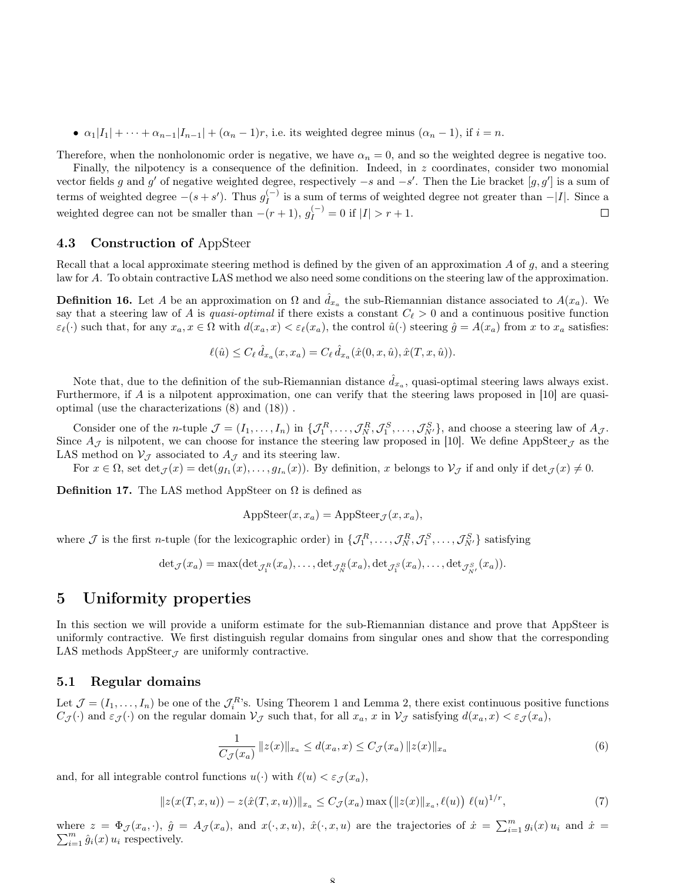- $\alpha_1|I_1| + \cdots + \alpha_{n-1}|I_{n-1}| + (\alpha_n - 1)r$, i.e. its weighted degree minus $(\alpha_n - 1)$, if $i = n$.

Therefore, when the nonholonomic order is negative, we have $\alpha_n = 0$, and so the weighted degree is negative too.

Finally, the nilpotency is a consequence of the definition. Indeed, in $z$ coordinates, consider two monomial vector fields $g$ and $g'$ of negative weighted degree, respectively $-s$ and $-s'$. Then the Lie bracket $[g, g']$ is a sum of terms of weighted degree $-(s+s')$. Thus $g_I^{(-)}$ is a sum of terms of weighted degree not greater than $-|I|$. Since a weighted degree can not be smaller than $-(r+1)$, $g_I^{(-)} = 0$ if $|I| > r+1$. □

### 4.3 Construction of AppSteer

Recall that a local approximate steering method is defined by the given of an approximation $A$ of $g$, and a steering law for $A$. To obtain contractive LAS method we also need some conditions on the steering law of the approximation.

**Definition 16.** Let $A$ be an approximation on $\Omega$ and $\hat{d}_{x_a}$ the sub-Riemannian distance associated to $A(x_a)$. We say that a steering law of $A$ is *quasi-optimal* if there exists a constant $C_\ell > 0$ and a continuous positive function $\varepsilon_\ell(\cdot)$ such that, for any $x_a, x \in \Omega$ with $d(x_a, x) < \varepsilon_\ell(x_a)$, the control $\hat{u}(\cdot)$ steering $\hat{g} = A(x_a)$ from $x$ to $x_a$ satisfies:

$$\ell(\hat{u}) \leq C_\ell \, \hat{d}_{x_a}(x, x_a) = C_\ell \, \hat{d}_{x_a}(\hat{x}(0, x, \hat{u}), \hat{x}(T, x, \hat{u})).$$

Note that, due to the definition of the sub-Riemannian distance $\hat{d}_{x_a}$, quasi-optimal steering laws always exist. Furthermore, if $A$ is a nilpotent approximation, one can verify that the steering laws proposed in [10] are quasi-optimal (use the characterizations (8) and (18)) .

Consider one of the $n$-tuple $\mathcal{J} = (I_1, \ldots, I_n)$ in $\{\mathcal{J}_1^R, \ldots, \mathcal{J}_N^R, \mathcal{J}_1^S, \ldots, \mathcal{J}_{N'}^S\}$, and choose a steering law of $A_\mathcal{J}$. Since $A_\mathcal{J}$ is nilpotent, we can choose for instance the steering law proposed in [10]. We define AppSteer$_\mathcal{J}$ as the LAS method on $\mathcal{V}_\mathcal{J}$ associated to $A_\mathcal{J}$ and its steering law.

For $x \in \Omega$, set $\det_\mathcal{J}(x) = \det(g_{I_1}(x), \ldots, g_{I_n}(x))$. By definition, $x$ belongs to $\mathcal{V}_\mathcal{J}$ if and only if $\det_\mathcal{J}(x) \neq 0$.

**Definition 17.** The LAS method AppSteer on $\Omega$ is defined as

$$\text{AppSteer}(x, x_a) = \text{AppSteer}_\mathcal{J}(x, x_a),$$

where $\mathcal{J}$ is the first $n$-tuple (for the lexicographic order) in $\{\mathcal{J}_1^R, \ldots, \mathcal{J}_N^R, \mathcal{J}_1^S, \ldots, \mathcal{J}_{N'}^S\}$ satisfying

$$\det_\mathcal{J}(x_a) = \max(\det_{\mathcal{J}_1^R}(x_a), \ldots, \det_{\mathcal{J}_N^R}(x_a), \det_{\mathcal{J}_1^S}(x_a), \ldots, \det_{\mathcal{J}_{N'}^S}(x_a)).$$

# 5 Uniformity properties

In this section we will provide a uniform estimate for the sub-Riemannian distance and prove that AppSteer is uniformly contractive. We first distinguish regular domains from singular ones and show that the corresponding LAS methods AppSteer$_\mathcal{J}$ are uniformly contractive.

## 5.1 Regular domains

Let $\mathcal{J} = (I_1, \ldots, I_n)$ be one of the $\mathcal{J}_i^R$'s. Using Theorem 1 and Lemma 2, there exist continuous positive functions $C_\mathcal{J}(\cdot)$ and $\varepsilon_\mathcal{J}(\cdot)$ on the regular domain $\mathcal{V}_\mathcal{J}$ such that, for all $x_a$, $x$ in $\mathcal{V}_\mathcal{J}$ satisfying $d(x_a, x) < \varepsilon_\mathcal{J}(x_a)$,

$$\frac{1}{C_\mathcal{J}(x_a)} \|z(x)\|_{x_a} \leq d(x_a, x) \leq C_\mathcal{J}(x_a) \|z(x)\|_{x_a} \tag{6}$$

and, for all integrable control functions $u(\cdot)$ with $\ell(u) < \varepsilon_\mathcal{J}(x_a)$,

$$\|z(x(T, x, u)) - z(\hat{x}(T, x, u))\|_{x_a} \leq C_\mathcal{J}(x_a) \max\left(\|z(x)\|_{x_a}, \ell(u)\right) \, \ell(u)^{1/r}, \tag{7}$$

where $z = \Phi_\mathcal{J}(x_a, \cdot)$, $\hat{g} = A_\mathcal{J}(x_a)$, and $x(\cdot, x, u)$, $\hat{x}(\cdot, x, u)$ are the trajectories of $\dot{x} = \sum_{i=1}^m g_i(x) \, u_i$ and $\dot{x} = \sum_{i=1}^m \hat{g}_i(x) \, u_i$ respectively.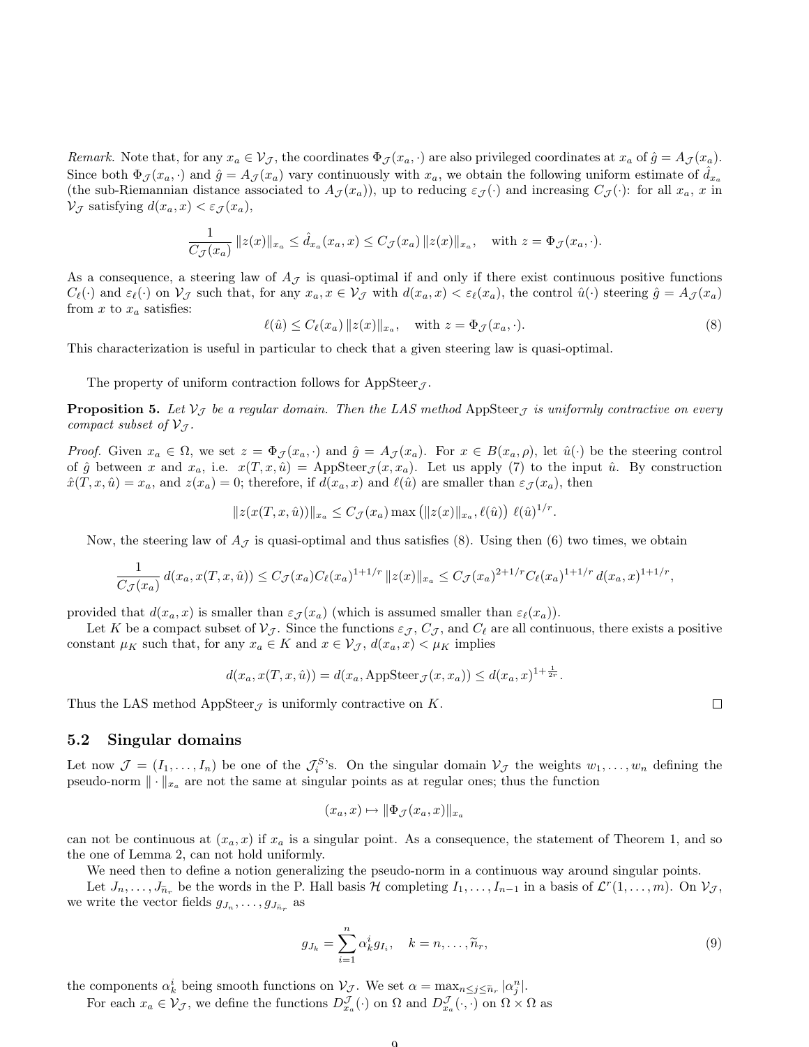*Remark.* Note that, for any $x_a \in \mathcal{V}_\mathcal{J}$, the coordinates $\Phi_\mathcal{J}(x_a, \cdot)$ are also privileged coordinates at $x_a$ of $\hat{g} = A_\mathcal{J}(x_a)$. Since both $\Phi_\mathcal{J}(x_a, \cdot)$ and $\hat{g} = A_\mathcal{J}(x_a)$ vary continuously with $x_a$, we obtain the following uniform estimate of $\hat{d}_{x_a}$ (the sub-Riemannian distance associated to $A_\mathcal{J}(x_a)$), up to reducing $\varepsilon_\mathcal{J}(\cdot)$ and increasing $C_\mathcal{J}(\cdot)$: for all $x_a$, $x$ in $\mathcal{V}_\mathcal{J}$ satisfying $d(x_a, x) < \varepsilon_\mathcal{J}(x_a)$,

$$\frac{1}{C_\mathcal{J}(x_a)} \|z(x)\|_{x_a} \leq \hat{d}_{x_a}(x_a, x) \leq C_\mathcal{J}(x_a) \|z(x)\|_{x_a}, \quad \text{with } z = \Phi_\mathcal{J}(x_a, \cdot).$$

As a consequence, a steering law of $A_\mathcal{J}$ is quasi-optimal if and only if there exist continuous positive functions $C_\ell(\cdot)$ and $\varepsilon_\ell(\cdot)$ on $\mathcal{V}_\mathcal{J}$ such that, for any $x_a, x \in \mathcal{V}_\mathcal{J}$ with $d(x_a, x) < \varepsilon_\ell(x_a)$, the control $\hat{u}(\cdot)$ steering $\hat{g} = A_\mathcal{J}(x_a)$ from $x$ to $x_a$ satisfies:

$$\ell(\hat{u}) \leq C_\ell(x_a) \|z(x)\|_{x_a}, \quad \text{with } z = \Phi_\mathcal{J}(x_a, \cdot). \tag{8}$$

This characterization is useful in particular to check that a given steering law is quasi-optimal.

The property of uniform contraction follows for $\mathrm{AppSteer}_\mathcal{J}$.

**Proposition 5.** *Let $\mathcal{V}_\mathcal{J}$ be a regular domain. Then the LAS method $\mathrm{AppSteer}_\mathcal{J}$ is uniformly contractive on every compact subset of $\mathcal{V}_\mathcal{J}$.*

*Proof.* Given $x_a \in \Omega$, we set $z = \Phi_\mathcal{J}(x_a, \cdot)$ and $\hat{g} = A_\mathcal{J}(x_a)$. For $x \in B(x_a, \rho)$, let $\hat{u}(\cdot)$ be the steering control of $\hat{g}$ between $x$ and $x_a$, i.e. $x(T, x, \hat{u}) = \mathrm{AppSteer}_\mathcal{J}(x, x_a)$. Let us apply (7) to the input $\hat{u}$. By construction $\hat{x}(T, x, \hat{u}) = x_a$, and $z(x_a) = 0$; therefore, if $d(x_a, x)$ and $\ell(\hat{u})$ are smaller than $\varepsilon_\mathcal{J}(x_a)$, then

$$\|z(x(T, x, \hat{u}))\|_{x_a} \leq C_\mathcal{J}(x_a) \max\left(\|z(x)\|_{x_a}, \ell(\hat{u})\right) \ell(\hat{u})^{1/r}.$$

Now, the steering law of $A_\mathcal{J}$ is quasi-optimal and thus satisfies (8). Using then (6) two times, we obtain

$$\frac{1}{C_\mathcal{J}(x_a)} d(x_a, x(T, x, \hat{u})) \leq C_\mathcal{J}(x_a) C_\ell(x_a)^{1+1/r} \|z(x)\|_{x_a} \leq C_\mathcal{J}(x_a)^{2+1/r} C_\ell(x_a)^{1+1/r} d(x_a, x)^{1+1/r},$$

provided that $d(x_a, x)$ is smaller than $\varepsilon_\mathcal{J}(x_a)$ (which is assumed smaller than $\varepsilon_\ell(x_a)$).

Let $K$ be a compact subset of $\mathcal{V}_\mathcal{J}$. Since the functions $\varepsilon_\mathcal{J}$, $C_\mathcal{J}$, and $C_\ell$ are all continuous, there exists a positive constant $\mu_K$ such that, for any $x_a \in K$ and $x \in \mathcal{V}_\mathcal{J}$, $d(x_a, x) < \mu_K$ implies

$$d(x_a, x(T, x, \hat{u})) = d(x_a, \mathrm{AppSteer}_\mathcal{J}(x, x_a)) \leq d(x_a, x)^{1+\frac{1}{2r}}.$$

Thus the LAS method $\mathrm{AppSteer}_\mathcal{J}$ is uniformly contractive on $K$. □

## 5.2 Singular domains

Let now $\mathcal{J} = (I_1, \ldots, I_n)$ be one of the $\mathcal{J}_i^S$'s. On the singular domain $\mathcal{V}_\mathcal{J}$ the weights $w_1, \ldots, w_n$ defining the pseudo-norm $\|\cdot\|_{x_a}$ are not the same at singular points as at regular ones; thus the function

$$(x_a, x) \mapsto \|\Phi_\mathcal{J}(x_a, x)\|_{x_a}$$

can not be continuous at $(x_a, x)$ if $x_a$ is a singular point. As a consequence, the statement of Theorem 1, and so the one of Lemma 2, can not hold uniformly.

We need then to define a notion generalizing the pseudo-norm in a continuous way around singular points.

Let $J_n, \ldots, J_{\tilde{n}_r}$ be the words in the P. Hall basis $\mathcal{H}$ completing $I_1, \ldots, I_{n-1}$ in a basis of $\mathcal{L}^r(1, \ldots, m)$. On $\mathcal{V}_\mathcal{J}$, we write the vector fields $g_{J_n}, \ldots, g_{J_{\tilde{n}_r}}$ as

$$g_{J_k} = \sum_{i=1}^{n} \alpha_k^i g_{I_i}, \quad k = n, \ldots, \tilde{n}_r, \tag{9}$$

the components $\alpha_k^i$ being smooth functions on $\mathcal{V}_\mathcal{J}$. We set $\alpha = \max_{n \leq j \leq \tilde{n}_r} |\alpha_j^n|$.

For each $x_a \in \mathcal{V}_\mathcal{J}$, we define the functions $D_{x_a}^\mathcal{J}(\cdot)$ on $\Omega$ and $D_{x_a}^\mathcal{J}(\cdot, \cdot)$ on $\Omega \times \Omega$ as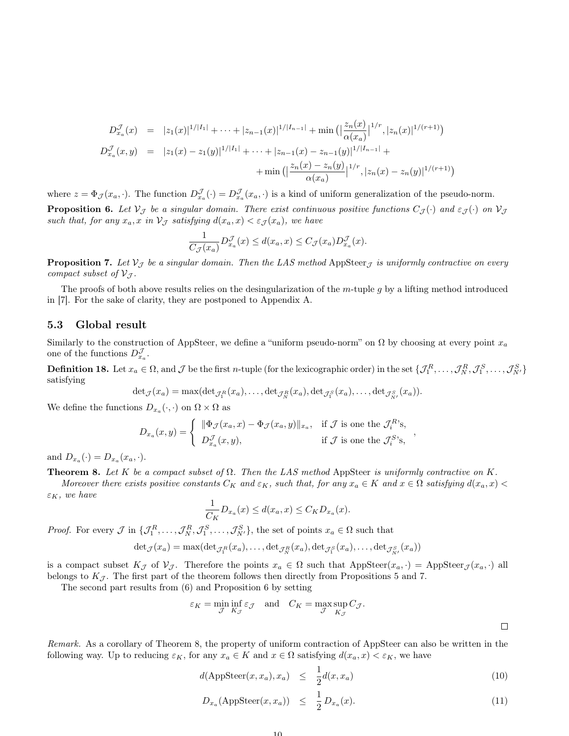$$
\begin{aligned}
D^{\mathcal{J}}_{x_a}(x) &= |z_1(x)|^{1/|I_1|} + \cdots + |z_{n-1}(x)|^{1/|I_{n-1}|} + \min\big(\big|\frac{z_n(x)}{\alpha(x_a)}\big|^{1/r}, |z_n(x)|^{1/(r+1)}\big) \\
D^{\mathcal{J}}_{x_a}(x,y) &= |z_1(x) - z_1(y)|^{1/|I_1|} + \cdots + |z_{n-1}(x) - z_{n-1}(y)|^{1/|I_{n-1}|} + \\
&\qquad + \min\big(\big|\frac{z_n(x) - z_n(y)}{\alpha(x_a)}\big|^{1/r}, |z_n(x) - z_n(y)|^{1/(r+1)}\big)
\end{aligned}
$$

where $z = \Phi_{\mathcal{J}}(x_a, \cdot)$. The function $D^{\mathcal{J}}_{x_a}(\cdot) = D^{\mathcal{J}}_{x_a}(x_a, \cdot)$ is a kind of uniform generalization of the pseudo-norm.

**Proposition 6.** *Let $\mathcal{V}_{\mathcal{J}}$ be a singular domain. There exist continuous positive functions $C_{\mathcal{J}}(\cdot)$ and $\varepsilon_{\mathcal{J}}(\cdot)$ on $\mathcal{V}_{\mathcal{J}}$ such that, for any $x_a, x$ in $\mathcal{V}_{\mathcal{J}}$ satisfying $d(x_a, x) < \varepsilon_{\mathcal{J}}(x_a)$, we have*

$$
\frac{1}{C_{\mathcal{J}}(x_a)} D^{\mathcal{J}}_{x_a}(x) \leq d(x_a, x) \leq C_{\mathcal{J}}(x_a) D^{\mathcal{J}}_{x_a}(x).
$$

**Proposition 7.** *Let $\mathcal{V}_{\mathcal{J}}$ be a singular domain. Then the LAS method* AppSteer$_{\mathcal{J}}$ *is uniformly contractive on every compact subset of $\mathcal{V}_{\mathcal{J}}$.*

The proofs of both above results relies on the desingularization of the $m$-tuple $g$ by a lifting method introduced in [7]. For the sake of clarity, they are postponed to Appendix A.

## 5.3 Global result

Similarly to the construction of AppSteer, we define a "uniform pseudo-norm" on $\Omega$ by choosing at every point $x_a$ one of the functions $D^{\mathcal{J}}_{x_a}$.

**Definition 18.** Let $x_a \in \Omega$, and $\mathcal{J}$ be the first $n$-tuple (for the lexicographic order) in the set $\{\mathcal{J}^R_1, \ldots, \mathcal{J}^R_N, \mathcal{J}^S_1, \ldots, \mathcal{J}^S_{N'}\}$ satisfying

$$
\det{}_{\mathcal{J}}(x_a) = \max(\det{}_{\mathcal{J}^R_1}(x_a), \ldots, \det{}_{\mathcal{J}^R_N}(x_a), \det{}_{\mathcal{J}^S_1}(x_a), \ldots, \det{}_{\mathcal{J}^S_{N'}}(x_a)).
$$

We define the functions $D_{x_a}(\cdot, \cdot)$ on $\Omega \times \Omega$ as

$$
D_{x_a}(x, y) = \begin{cases} \|\Phi_{\mathcal{J}}(x_a, x) - \Phi_{\mathcal{J}}(x_a, y)\|_{x_a}, & \text{if } \mathcal{J} \text{ is one the } \mathcal{J}^R_i\text{'s}, \\ D^{\mathcal{J}}_{x_a}(x, y), & \text{if } \mathcal{J} \text{ is one the } \mathcal{J}^S_i\text{'s}, \end{cases},
$$

and $D_{x_a}(\cdot) = D_{x_a}(x_a, \cdot)$.

**Theorem 8.** *Let $K$ be a compact subset of $\Omega$. Then the LAS method* AppSteer *is uniformly contractive on $K$.*

*Moreover there exists positive constants $C_K$ and $\varepsilon_K$, such that, for any $x_a \in K$ and $x \in \Omega$ satisfying $d(x_a, x) < \varepsilon_K$, we have*

$$
\frac{1}{C_K} D_{x_a}(x) \leq d(x_a, x) \leq C_K D_{x_a}(x).
$$

*Proof.* For every $\mathcal{J}$ in $\{\mathcal{J}^R_1, \ldots, \mathcal{J}^R_N, \mathcal{J}^S_1, \ldots, \mathcal{J}^S_{N'}\}$, the set of points $x_a \in \Omega$ such that

$$
\det{}_{\mathcal{J}}(x_a) = \max(\det{}_{\mathcal{J}^R_1}(x_a), \ldots, \det{}_{\mathcal{J}^R_N}(x_a), \det{}_{\mathcal{J}^S_1}(x_a), \ldots, \det{}_{\mathcal{J}^S_{N'}}(x_a))
$$

is a compact subset $K_{\mathcal{J}}$ of $\mathcal{V}_{\mathcal{J}}$. Therefore the points $x_a \in \Omega$ such that AppSteer$(x_a, \cdot) =$ AppSteer$_{\mathcal{J}}(x_a, \cdot)$ all belongs to $K_{\mathcal{J}}$. The first part of the theorem follows then directly from Propositions 5 and 7.

The second part results from (6) and Proposition 6 by setting

$$
\varepsilon_K = \min_{\mathcal{J}} \inf_{K_{\mathcal{J}}} \varepsilon_{\mathcal{J}} \quad \text{and} \quad C_K = \max_{\mathcal{J}} \sup_{K_{\mathcal{J}}} C_{\mathcal{J}}.
$$

□

*Remark.* As a corollary of Theorem 8, the property of uniform contraction of AppSteer can also be written in the following way. Up to reducing $\varepsilon_K$, for any $x_a \in K$ and $x \in \Omega$ satisfying $d(x_a, x) < \varepsilon_K$, we have

$$
d(\text{AppSteer}(x, x_a), x_a) \leq \frac{1}{2} d(x, x_a) \tag{10}
$$

$$
D_{x_a}(\text{AppSteer}(x, x_a)) \leq \frac{1}{2} D_{x_a}(x). \tag{11}
$$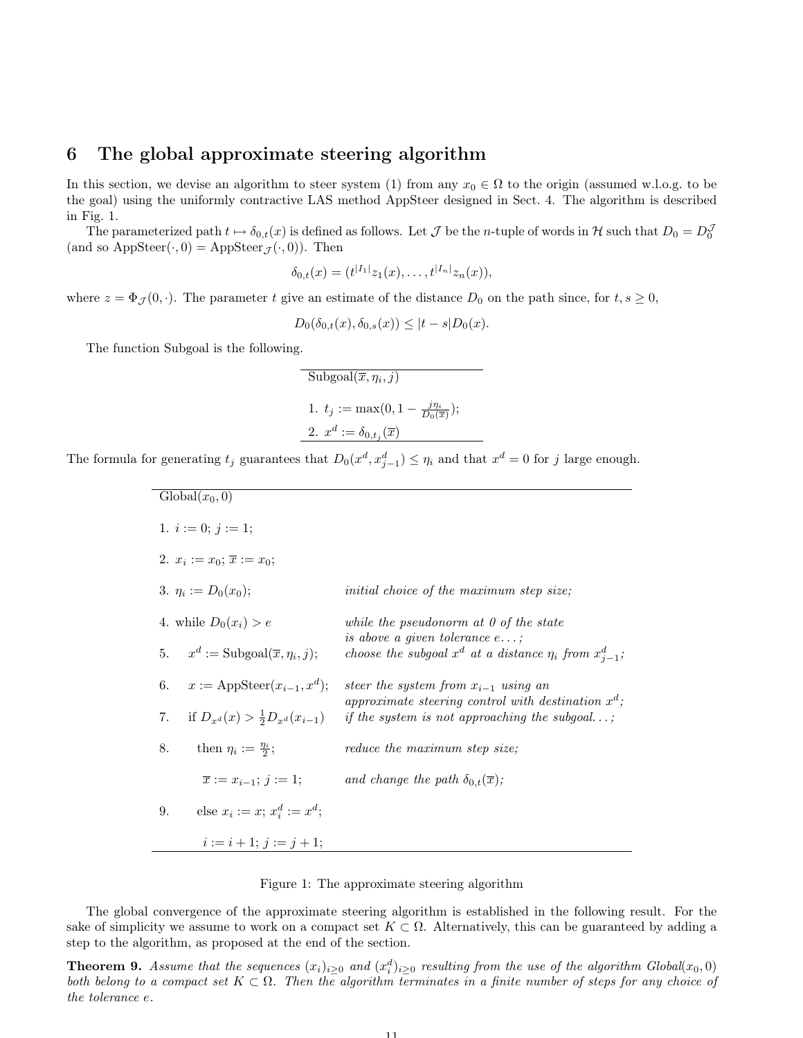## 6 The global approximate steering algorithm

In this section, we devise an algorithm to steer system (1) from any $x_0 \in \Omega$ to the origin (assumed w.l.o.g. to be the goal) using the uniformly contractive LAS method AppSteer designed in Sect. 4. The algorithm is described in Fig. 1.

The parameterized path $t \mapsto \delta_{0,t}(x)$ is defined as follows. Let $\mathcal{J}$ be the $n$-tuple of words in $\mathcal{H}$ such that $D_0 = D_0^{\mathcal{J}}$ (and so $\text{AppSteer}(\cdot, 0) = \text{AppSteer}_{\mathcal{J}}(\cdot, 0)$). Then

$$\delta_{0,t}(x) = (t^{|I_1|} z_1(x), \ldots, t^{|I_n|} z_n(x)),$$

where $z = \Phi_{\mathcal{J}}(0, \cdot)$. The parameter $t$ give an estimate of the distance $D_0$ on the path since, for $t, s \geq 0$,

$$D_0(\delta_{0,t}(x), \delta_{0,s}(x)) \leq |t - s| D_0(x).$$

The function Subgoal is the following.

```
Subgoal(x̄, η_i, j)

1. t_j := max(0, 1 − jη_i / D_0(x̄));
2. x^d := δ_{0,t_j}(x̄)
```

The formula for generating $t_j$ guarantees that $D_0(x^d, x^d_{j-1}) \leq \eta_i$ and that $x^d = 0$ for $j$ large enough.

```
Global(x_0, 0)

1. i := 0; j := 1;
2. x_i := x_0; x̄ := x_0;
3. η_i := D_0(x_0);                  initial choice of the maximum step size;
4. while D_0(x_i) > e                while the pseudonorm at 0 of the state
                                     is above a given tolerance e...;
5.    x^d := Subgoal(x̄, η_i, j);     choose the subgoal x^d at a distance η_i from x^d_{j-1};
6.    x := AppSteer(x_{i-1}, x^d);   steer the system from x_{i-1} using an
                                     approximate steering control with destination x^d;
7.    if D_{x^d}(x) > ½ D_{x^d}(x_{i-1})   if the system is not approaching the subgoal...;
8.       then η_i := η_i / 2;        reduce the maximum step size;
         x̄ := x_{i-1}; j := 1;       and change the path δ_{0,t}(x̄);
9.       else x_i := x; x^d_i := x^d;
         i := i + 1; j := j + 1;
```

Figure 1: The approximate steering algorithm

The global convergence of the approximate steering algorithm is established in the following result. For the sake of simplicity we assume to work on a compact set $K \subset \Omega$. Alternatively, this can be guaranteed by adding a step to the algorithm, as proposed at the end of the section.

**Theorem 9.** *Assume that the sequences $(x_i)_{i \geq 0}$ and $(x_i^d)_{i \geq 0}$ resulting from the use of the algorithm Global$(x_0, 0)$ both belong to a compact set $K \subset \Omega$. Then the algorithm terminates in a finite number of steps for any choice of the tolerance $e$.*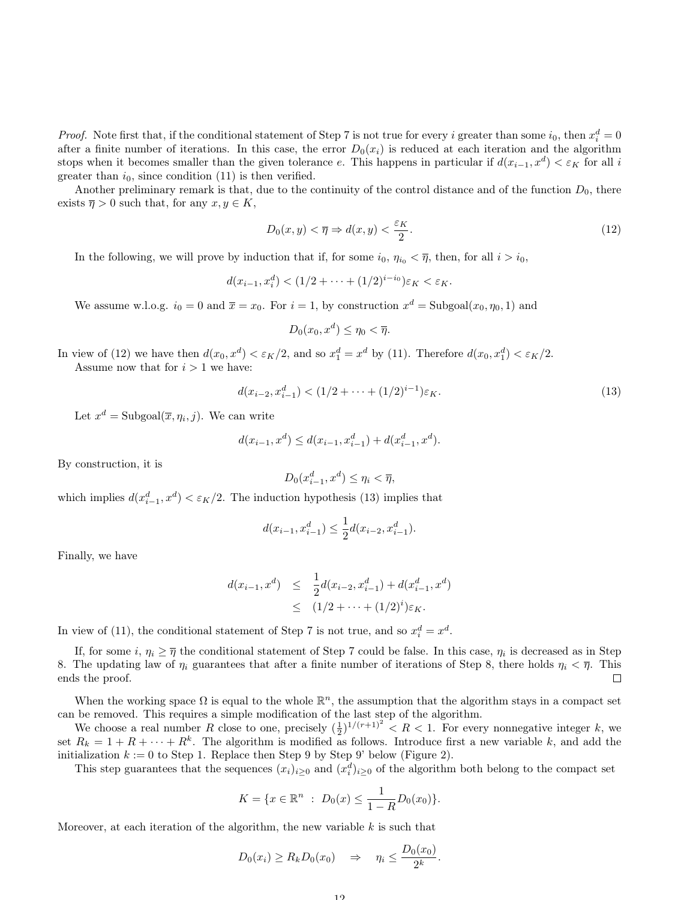*Proof.* Note first that, if the conditional statement of Step 7 is not true for every $i$ greater than some $i_0$, then $x_i^d = 0$ after a finite number of iterations. In this case, the error $D_0(x_i)$ is reduced at each iteration and the algorithm stops when it becomes smaller than the given tolerance $e$. This happens in particular if $d(x_{i-1}, x^d) < \varepsilon_K$ for all $i$ greater than $i_0$, since condition (11) is then verified.

Another preliminary remark is that, due to the continuity of the control distance and of the function $D_0$, there exists $\overline{\eta} > 0$ such that, for any $x, y \in K$,

$$D_0(x, y) < \overline{\eta} \Rightarrow d(x, y) < \frac{\varepsilon_K}{2}. \tag{12}$$

In the following, we will prove by induction that if, for some $i_0$, $\eta_{i_0} < \overline{\eta}$, then, for all $i > i_0$,

$$d(x_{i-1}, x_i^d) < (1/2 + \cdots + (1/2)^{i-i_0})\varepsilon_K < \varepsilon_K.$$

We assume w.l.o.g. $i_0 = 0$ and $\overline{x} = x_0$. For $i = 1$, by construction $x^d = \text{Subgoal}(x_0, \eta_0, 1)$ and

$$D_0(x_0, x^d) \leq \eta_0 < \overline{\eta}.$$

In view of (12) we have then $d(x_0, x^d) < \varepsilon_K/2$, and so $x_1^d = x^d$ by (11). Therefore $d(x_0, x_1^d) < \varepsilon_K/2$.

Assume now that for $i > 1$ we have:

$$d(x_{i-2}, x_{i-1}^d) < (1/2 + \cdots + (1/2)^{i-1})\varepsilon_K. \tag{13}$$

Let $x^d = \text{Subgoal}(\overline{x}, \eta_i, j)$. We can write

$$d(x_{i-1}, x^d) \leq d(x_{i-1}, x_{i-1}^d) + d(x_{i-1}^d, x^d).$$

By construction, it is

$$D_0(x_{i-1}^d, x^d) \leq \eta_i < \overline{\eta},$$

which implies $d(x_{i-1}^d, x^d) < \varepsilon_K/2$. The induction hypothesis (13) implies that

$$d(x_{i-1}, x_{i-1}^d) \leq \frac{1}{2} d(x_{i-2}, x_{i-1}^d).$$

Finally, we have

$$\begin{aligned} d(x_{i-1}, x^d) &\leq \frac{1}{2} d(x_{i-2}, x_{i-1}^d) + d(x_{i-1}^d, x^d) \\ &\leq (1/2 + \cdots + (1/2)^i)\varepsilon_K. \end{aligned}$$

In view of (11), the conditional statement of Step 7 is not true, and so $x_i^d = x^d$.

If, for some $i$, $\eta_i \geq \overline{\eta}$ the conditional statement of Step 7 could be false. In this case, $\eta_i$ is decreased as in Step 8. The updating law of $\eta_i$ guarantees that after a finite number of iterations of Step 8, there holds $\eta_i < \overline{\eta}$. This ends the proof. □

When the working space $\Omega$ is equal to the whole $\mathbb{R}^n$, the assumption that the algorithm stays in a compact set can be removed. This requires a simple modification of the last step of the algorithm.

We choose a real number $R$ close to one, precisely $(\frac{1}{2})^{1/(r+1)^2} < R < 1$. For every nonnegative integer $k$, we set $R_k = 1 + R + \cdots + R^k$. The algorithm is modified as follows. Introduce first a new variable $k$, and add the initialization $k := 0$ to Step 1. Replace then Step 9 by Step 9' below (Figure 2).

This step guarantees that the sequences $(x_i)_{i \geq 0}$ and $(x_i^d)_{i \geq 0}$ of the algorithm both belong to the compact set

$$K = \{x \in \mathbb{R}^n \ : \ D_0(x) \leq \frac{1}{1-R} D_0(x_0)\}.$$

Moreover, at each iteration of the algorithm, the new variable $k$ is such that

$$D_0(x_i) \geq R_k D_0(x_0) \quad \Rightarrow \quad \eta_i \leq \frac{D_0(x_0)}{2^k}.$$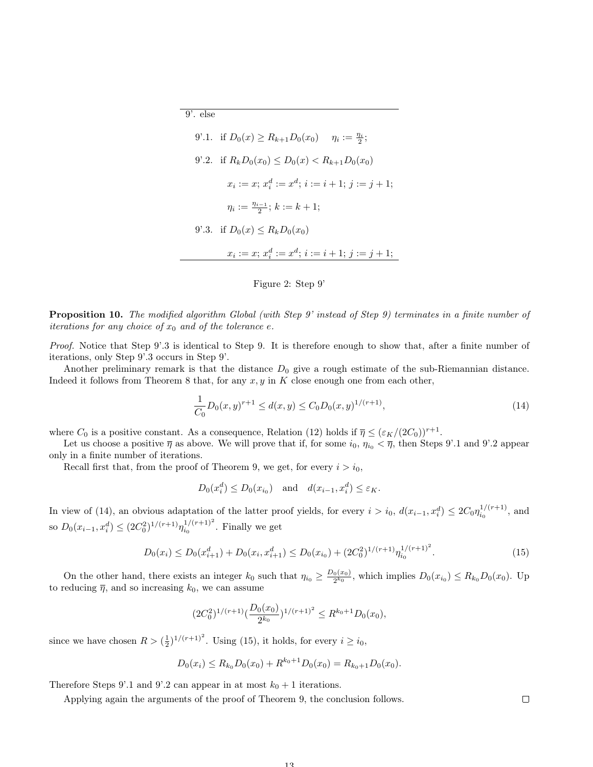9'. else

9'.1. if $D_0(x) \geq R_{k+1} D_0(x_0)$ $\quad \eta_i := \frac{\eta_i}{2}$;

9'.2. if $R_k D_0(x_0) \leq D_0(x) < R_{k+1} D_0(x_0)$

$x_i := x$; $x_i^d := x^d$; $i := i+1$; $j := j+1$;

$\eta_i := \frac{\eta_{i-1}}{2}$; $k := k+1$;

9'.3. if $D_0(x) \leq R_k D_0(x_0)$

$x_i := x$; $x_i^d := x^d$; $i := i+1$; $j := j+1$;

Figure 2: Step 9'

**Proposition 10.** *The modified algorithm Global (with Step 9' instead of Step 9) terminates in a finite number of iterations for any choice of $x_0$ and of the tolerance $e$.*

*Proof.* Notice that Step 9'.3 is identical to Step 9. It is therefore enough to show that, after a finite number of iterations, only Step 9'.3 occurs in Step 9'.

Another preliminary remark is that the distance $D_0$ give a rough estimate of the sub-Riemannian distance. Indeed it follows from Theorem 8 that, for any $x, y$ in $K$ close enough one from each other,

$$\frac{1}{C_0} D_0(x,y)^{r+1} \leq d(x,y) \leq C_0 D_0(x,y)^{1/(r+1)}, \tag{14}$$

where $C_0$ is a positive constant. As a consequence, Relation (12) holds if $\overline{\eta} \leq (\varepsilon_K/(2C_0))^{r+1}$.

Let us choose a positive $\overline{\eta}$ as above. We will prove that if, for some $i_0$, $\eta_{i_0} < \overline{\eta}$, then Steps 9'.1 and 9'.2 appear only in a finite number of iterations.

Recall first that, from the proof of Theorem 9, we get, for every $i > i_0$,

$$D_0(x_i^d) \leq D_0(x_{i_0}) \quad \text{and} \quad d(x_{i-1}, x_i^d) \leq \varepsilon_K.$$

In view of (14), an obvious adaptation of the latter proof yields, for every $i > i_0$, $d(x_{i-1}, x_i^d) \leq 2C_0 \eta_{i_0}^{1/(r+1)}$, and so $D_0(x_{i-1}, x_i^d) \leq (2C_0^2)^{1/(r+1)} \eta_{i_0}^{1/(r+1)^2}$. Finally we get

$$D_0(x_i) \leq D_0(x_{i+1}^d) + D_0(x_i, x_{i+1}^d) \leq D_0(x_{i_0}) + (2C_0^2)^{1/(r+1)} \eta_{i_0}^{1/(r+1)^2}. \tag{15}$$

On the other hand, there exists an integer $k_0$ such that $\eta_{i_0} \geq \frac{D_0(x_0)}{2^{k_0}}$, which implies $D_0(x_{i_0}) \leq R_{k_0} D_0(x_0)$. Up to reducing $\overline{\eta}$, and so increasing $k_0$, we can assume

$$(2C_0^2)^{1/(r+1)} (\frac{D_0(x_0)}{2^{k_0}})^{1/(r+1)^2} \leq R^{k_0+1} D_0(x_0),$$

since we have chosen $R > (\frac{1}{2})^{1/(r+1)^2}$. Using (15), it holds, for every $i \geq i_0$,

$$D_0(x_i) \leq R_{k_0} D_0(x_0) + R^{k_0+1} D_0(x_0) = R_{k_0+1} D_0(x_0).$$

Therefore Steps 9'.1 and 9'.2 can appear in at most $k_0 + 1$ iterations.

Applying again the arguments of the proof of Theorem 9, the conclusion follows. ∎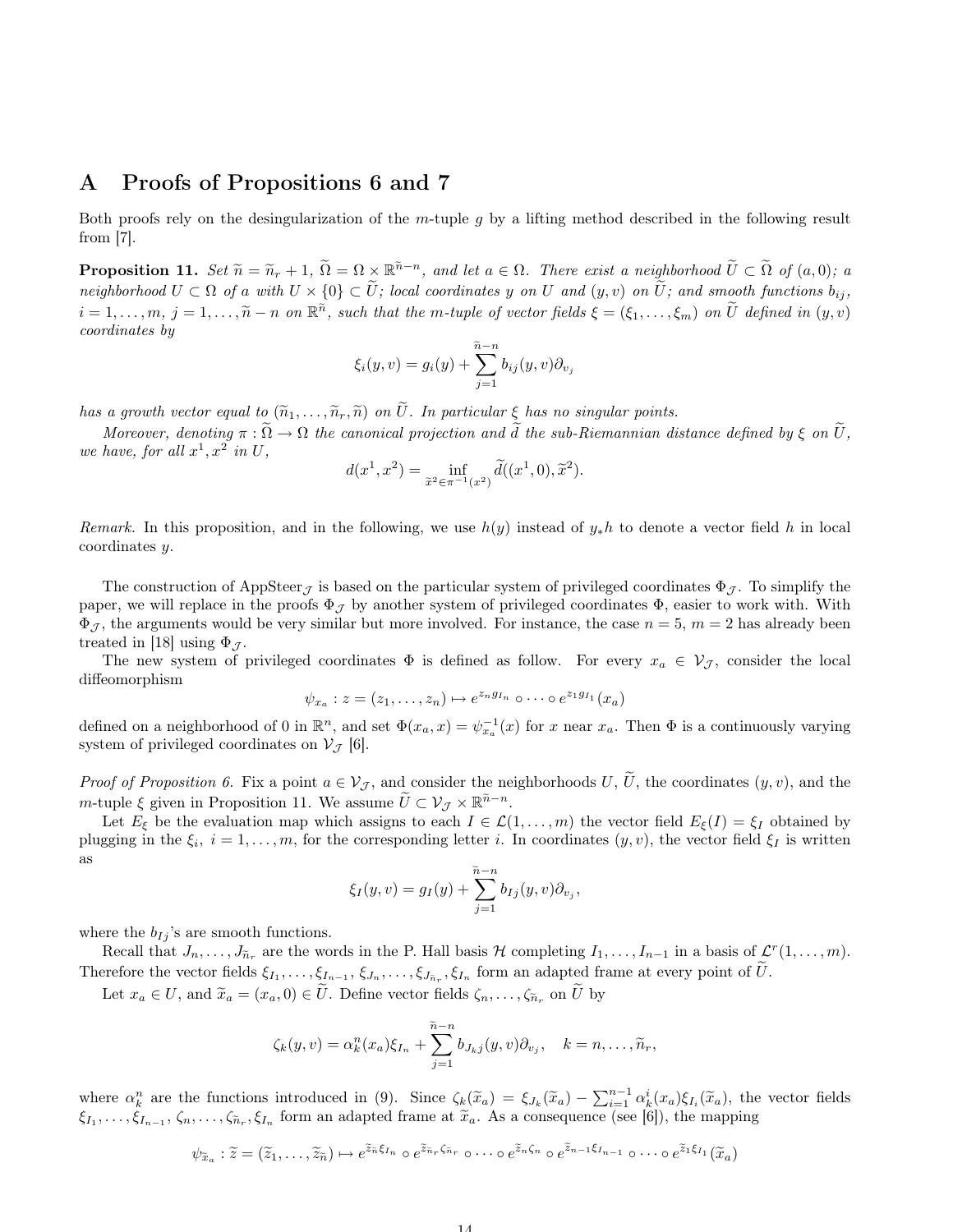# A Proofs of Propositions 6 and 7

Both proofs rely on the desingularization of the $m$-tuple $g$ by a lifting method described in the following result from [7].

**Proposition 11.** *Set $\widetilde{n} = \widetilde{n}_r + 1$, $\widetilde{\Omega} = \Omega \times \mathbb{R}^{\widetilde{n}-n}$, and let $a \in \Omega$. There exist a neighborhood $\widetilde{U} \subset \widetilde{\Omega}$ of $(a, 0)$; a neighborhood $U \subset \Omega$ of $a$ with $U \times \{0\} \subset \widetilde{U}$; local coordinates $y$ on $U$ and $(y, v)$ on $\widetilde{U}$; and smooth functions $b_{ij}$, $i = 1, \dots, m$, $j = 1, \dots, \widetilde{n} - n$ on $\mathbb{R}^{\widetilde{n}}$, such that the $m$-tuple of vector fields $\xi = (\xi_1, \dots, \xi_m)$ on $\widetilde{U}$ defined in $(y, v)$ coordinates by*

$$\xi_i(y, v) = g_i(y) + \sum_{j=1}^{\widetilde{n}-n} b_{ij}(y, v)\partial_{v_j}$$

*has a growth vector equal to $(\widetilde{n}_1, \dots, \widetilde{n}_r, \widetilde{n})$ on $\widetilde{U}$. In particular $\xi$ has no singular points.*

*Moreover, denoting $\pi : \widetilde{\Omega} \to \Omega$ the canonical projection and $\widetilde{d}$ the sub-Riemannian distance defined by $\xi$ on $\widetilde{U}$, we have, for all $x^1, x^2$ in $U$,*

$$d(x^1, x^2) = \inf_{\widetilde{x}^2 \in \pi^{-1}(x^2)} \widetilde{d}((x^1, 0), \widetilde{x}^2).$$

*Remark.* In this proposition, and in the following, we use $h(y)$ instead of $y_* h$ to denote a vector field $h$ in local coordinates $y$.

The construction of AppSteer$_{\mathcal{J}}$ is based on the particular system of privileged coordinates $\Phi_{\mathcal{J}}$. To simplify the paper, we will replace in the proofs $\Phi_{\mathcal{J}}$ by another system of privileged coordinates $\Phi$, easier to work with. With $\Phi_{\mathcal{J}}$, the arguments would be very similar but more involved. For instance, the case $n = 5$, $m = 2$ has already been treated in [18] using $\Phi_{\mathcal{J}}$.

The new system of privileged coordinates $\Phi$ is defined as follow. For every $x_a \in \mathcal{V}_{\mathcal{J}}$, consider the local diffeomorphism

$$\psi_{x_a} : z = (z_1, \dots, z_n) \mapsto e^{z_n g_{I_n}} \circ \dots \circ e^{z_1 g_{I_1}}(x_a)$$

defined on a neighborhood of 0 in $\mathbb{R}^n$, and set $\Phi(x_a, x) = \psi_{x_a}^{-1}(x)$ for $x$ near $x_a$. Then $\Phi$ is a continuously varying system of privileged coordinates on $\mathcal{V}_{\mathcal{J}}$ [6].

*Proof of Proposition 6.* Fix a point $a \in \mathcal{V}_{\mathcal{J}}$, and consider the neighborhoods $U$, $\widetilde{U}$, the coordinates $(y, v)$, and the $m$-tuple $\xi$ given in Proposition 11. We assume $\widetilde{U} \subset \mathcal{V}_{\mathcal{J}} \times \mathbb{R}^{\widetilde{n}-n}$.

Let $E_\xi$ be the evaluation map which assigns to each $I \in \mathcal{L}(1, \dots, m)$ the vector field $E_\xi(I) = \xi_I$ obtained by plugging in the $\xi_i$, $i = 1, \dots, m$, for the corresponding letter $i$. In coordinates $(y, v)$, the vector field $\xi_I$ is written as

$$\xi_I(y, v) = g_I(y) + \sum_{j=1}^{\widetilde{n}-n} b_{Ij}(y, v)\partial_{v_j},$$

where the $b_{Ij}$'s are smooth functions.

Recall that $J_n, \dots, J_{\widetilde{n}_r}$ are the words in the P. Hall basis $\mathcal{H}$ completing $I_1, \dots, I_{n-1}$ in a basis of $\mathcal{L}^r(1, \dots, m)$. Therefore the vector fields $\xi_{I_1}, \dots, \xi_{I_{n-1}}, \xi_{J_n}, \dots, \xi_{J_{\widetilde{n}_r}}, \xi_{I_n}$ form an adapted frame at every point of $\widetilde{U}$.

Let $x_a \in U$, and $\widetilde{x}_a = (x_a, 0) \in \widetilde{U}$. Define vector fields $\zeta_n, \dots, \zeta_{\widetilde{n}_r}$ on $\widetilde{U}$ by

$$\zeta_k(y, v) = \alpha_k^n(x_a)\xi_{I_n} + \sum_{j=1}^{\widetilde{n}-n} b_{J_k j}(y, v)\partial_{v_j}, \quad k = n, \dots, \widetilde{n}_r,$$

where $\alpha_k^n$ are the functions introduced in (9). Since $\zeta_k(\widetilde{x}_a) = \xi_{J_k}(\widetilde{x}_a) - \sum_{i=1}^{n-1} \alpha_k^i(x_a)\xi_{I_i}(\widetilde{x}_a)$, the vector fields $\xi_{I_1}, \dots, \xi_{I_{n-1}}, \zeta_n, \dots, \zeta_{\widetilde{n}_r}, \xi_{I_n}$ form an adapted frame at $\widetilde{x}_a$. As a consequence (see [6]), the mapping

$$\psi_{\widetilde{x}_a} : \widetilde{z} = (\widetilde{z}_1, \dots, \widetilde{z}_{\widetilde{n}}) \mapsto e^{\widetilde{z}_{\widetilde{n}}\xi_{I_n}} \circ e^{\widetilde{z}_{\widetilde{n}_r}\zeta_{\widetilde{n}_r}} \circ \dots \circ e^{\widetilde{z}_n\zeta_n} \circ e^{\widetilde{z}_{n-1}\xi_{I_{n-1}}} \circ \dots \circ e^{\widetilde{z}_1\xi_{I_1}}(\widetilde{x}_a)$$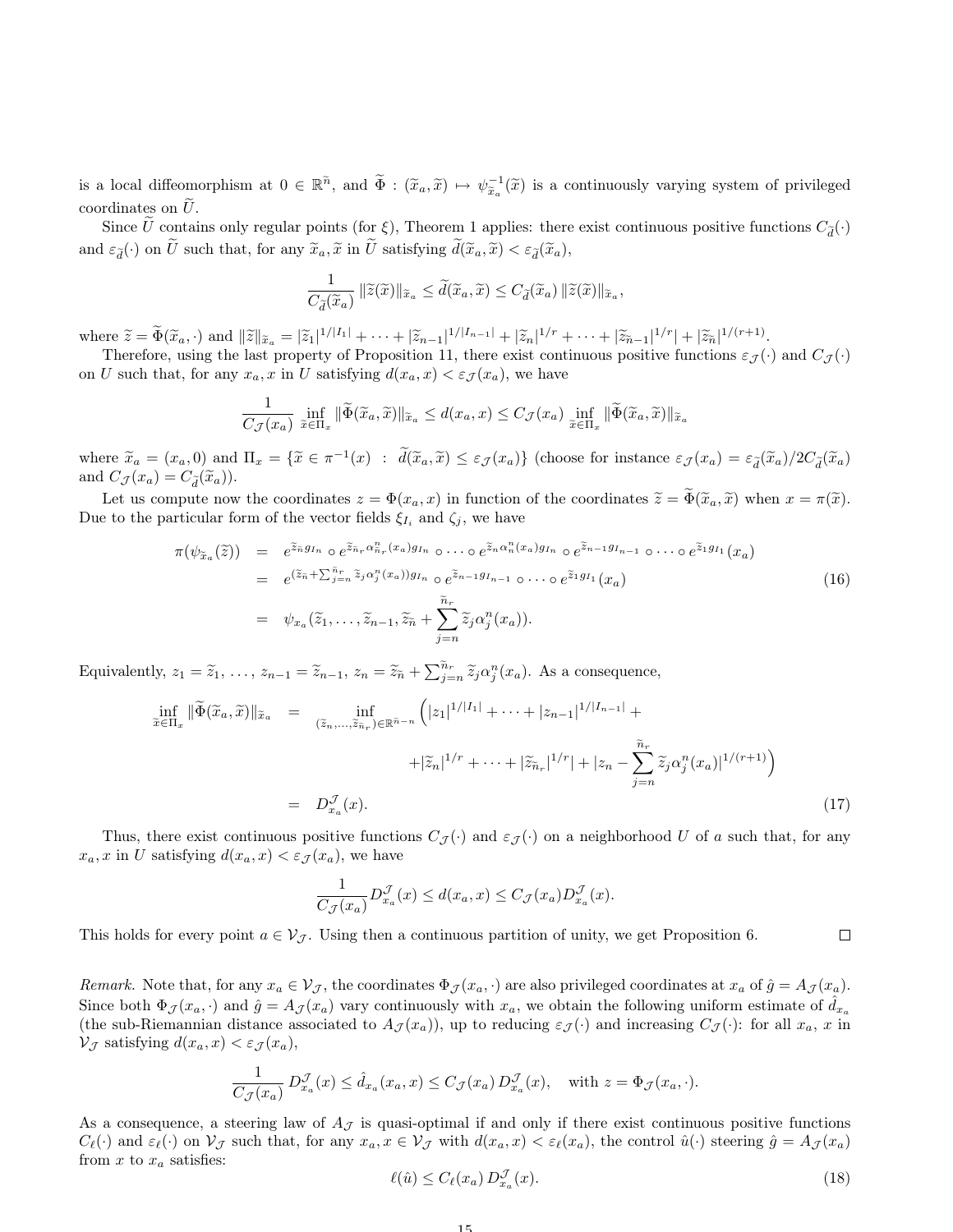is a local diffeomorphism at $0 \in \mathbb{R}^{\widetilde{n}}$, and $\widetilde{\Phi} : (\widetilde{x}_a, \widetilde{x}) \mapsto \psi_{\widetilde{x}_a}^{-1}(\widetilde{x})$ is a continuously varying system of privileged coordinates on $\widetilde{U}$.

Since $\widetilde{U}$ contains only regular points (for $\xi$), Theorem 1 applies: there exist continuous positive functions $C_{\widetilde{d}}(\cdot)$ and $\varepsilon_{\widetilde{d}}(\cdot)$ on $\widetilde{U}$ such that, for any $\widetilde{x}_a, \widetilde{x}$ in $\widetilde{U}$ satisfying $\widetilde{d}(\widetilde{x}_a, \widetilde{x}) < \varepsilon_{\widetilde{d}}(\widetilde{x}_a)$,

$$\frac{1}{C_{\widetilde{d}}(\widetilde{x}_a)} \|\widetilde{z}(\widetilde{x})\|_{\widetilde{x}_a} \leq \widetilde{d}(\widetilde{x}_a, \widetilde{x}) \leq C_{\widetilde{d}}(\widetilde{x}_a) \|\widetilde{z}(\widetilde{x})\|_{\widetilde{x}_a},$$

where $\widetilde{z} = \widetilde{\Phi}(\widetilde{x}_a, \cdot)$ and $\|\widetilde{z}\|_{\widetilde{x}_a} = |\widetilde{z}_1|^{1/|I_1|} + \cdots + |\widetilde{z}_{n-1}|^{1/|I_{n-1}|} + |\widetilde{z}_n|^{1/r} + \cdots + |\widetilde{z}_{\widetilde{n}-1}|^{1/r}| + |\widetilde{z}_{\widetilde{n}}|^{1/(r+1)}$.

Therefore, using the last property of Proposition 11, there exist continuous positive functions $\varepsilon_{\mathcal{J}}(\cdot)$ and $C_{\mathcal{J}}(\cdot)$ on $U$ such that, for any $x_a, x$ in $U$ satisfying $d(x_a, x) < \varepsilon_{\mathcal{J}}(x_a)$, we have

$$\frac{1}{C_{\mathcal{J}}(x_a)} \inf_{\widetilde{x} \in \Pi_x} \|\widetilde{\Phi}(\widetilde{x}_a, \widetilde{x})\|_{\widetilde{x}_a} \leq d(x_a, x) \leq C_{\mathcal{J}}(x_a) \inf_{\widetilde{x} \in \Pi_x} \|\widetilde{\Phi}(\widetilde{x}_a, \widetilde{x})\|_{\widetilde{x}_a}$$

where $\widetilde{x}_a = (x_a, 0)$ and $\Pi_x = \{\widetilde{x} \in \pi^{-1}(x) \ : \ \widetilde{d}(\widetilde{x}_a, \widetilde{x}) \leq \varepsilon_{\mathcal{J}}(x_a)\}$ (choose for instance $\varepsilon_{\mathcal{J}}(x_a) = \varepsilon_{\widetilde{d}}(\widetilde{x}_a)/2C_{\widetilde{d}}(\widetilde{x}_a)$ and $C_{\mathcal{J}}(x_a) = C_{\widetilde{d}}(\widetilde{x}_a)$).

Let us compute now the coordinates $z = \Phi(x_a, x)$ in function of the coordinates $\widetilde{z} = \widetilde{\Phi}(\widetilde{x}_a, \widetilde{x})$ when $x = \pi(\widetilde{x})$. Due to the particular form of the vector fields $\xi_{I_i}$ and $\zeta_j$, we have

$$\begin{aligned} \pi(\psi_{\widetilde{x}_a}(\widetilde{z})) &= e^{\widetilde{z}_{\widetilde{n}} g_{I_n}} \circ e^{\widetilde{z}_{\widetilde{n}_r} \alpha^n_{\widetilde{n}_r}(x_a) g_{I_n}} \circ \cdots \circ e^{\widetilde{z}_n \alpha^n_n(x_a) g_{I_n}} \circ e^{\widetilde{z}_{n-1} g_{I_{n-1}}} \circ \cdots \circ e^{\widetilde{z}_1 g_{I_1}}(x_a) \\ &= e^{(\widetilde{z}_{\widetilde{n}} + \sum_{j=n}^{\widetilde{n}_r} \widetilde{z}_j \alpha^n_j(x_a)) g_{I_n}} \circ e^{\widetilde{z}_{n-1} g_{I_{n-1}}} \circ \cdots \circ e^{\widetilde{z}_1 g_{I_1}}(x_a) \\ &= \psi_{x_a}(\widetilde{z}_1, \ldots, \widetilde{z}_{n-1}, \widetilde{z}_{\widetilde{n}} + \sum_{j=n}^{\widetilde{n}_r} \widetilde{z}_j \alpha^n_j(x_a)). \end{aligned} \tag{16}$$

Equivalently, $z_1 = \widetilde{z}_1, \ldots, z_{n-1} = \widetilde{z}_{n-1}, z_n = \widetilde{z}_{\widetilde{n}} + \sum_{j=n}^{\widetilde{n}_r} \widetilde{z}_j \alpha^n_j(x_a)$. As a consequence,

$$\begin{aligned} \inf_{\widetilde{x} \in \Pi_x} \|\widetilde{\Phi}(\widetilde{x}_a, \widetilde{x})\|_{\widetilde{x}_a} &= \inf_{(\widetilde{z}_n, \ldots, \widetilde{z}_{\widetilde{n}_r}) \in \mathbb{R}^{\widetilde{n}-n}} \Big( |z_1|^{1/|I_1|} + \cdots + |z_{n-1}|^{1/|I_{n-1}|} + \\ &\qquad + |\widetilde{z}_n|^{1/r} + \cdots + |\widetilde{z}_{\widetilde{n}_r}|^{1/r}| + |z_n - \sum_{j=n}^{\widetilde{n}_r} \widetilde{z}_j \alpha^n_j(x_a)|^{1/(r+1)} \Big) \\ &= D^{\mathcal{J}}_{x_a}(x). \end{aligned} \tag{17}$$

Thus, there exist continuous positive functions $C_{\mathcal{J}}(\cdot)$ and $\varepsilon_{\mathcal{J}}(\cdot)$ on a neighborhood $U$ of $a$ such that, for any $x_a, x$ in $U$ satisfying $d(x_a, x) < \varepsilon_{\mathcal{J}}(x_a)$, we have

$$\frac{1}{C_{\mathcal{J}}(x_a)} D^{\mathcal{J}}_{x_a}(x) \leq d(x_a, x) \leq C_{\mathcal{J}}(x_a) D^{\mathcal{J}}_{x_a}(x).$$

This holds for every point $a \in \mathcal{V}_{\mathcal{J}}$. Using then a continuous partition of unity, we get Proposition 6. □

*Remark.* Note that, for any $x_a \in \mathcal{V}_{\mathcal{J}}$, the coordinates $\Phi_{\mathcal{J}}(x_a, \cdot)$ are also privileged coordinates at $x_a$ of $\hat{g} = A_{\mathcal{J}}(x_a)$. Since both $\Phi_{\mathcal{J}}(x_a, \cdot)$ and $\hat{g} = A_{\mathcal{J}}(x_a)$ vary continuously with $x_a$, we obtain the following uniform estimate of $\hat{d}_{x_a}$ (the sub-Riemannian distance associated to $A_{\mathcal{J}}(x_a)$), up to reducing $\varepsilon_{\mathcal{J}}(\cdot)$ and increasing $C_{\mathcal{J}}(\cdot)$: for all $x_a$, $x$ in $\mathcal{V}_{\mathcal{J}}$ satisfying $d(x_a, x) < \varepsilon_{\mathcal{J}}(x_a)$,

$$\frac{1}{C_{\mathcal{J}}(x_a)} D^{\mathcal{J}}_{x_a}(x) \leq \hat{d}_{x_a}(x_a, x) \leq C_{\mathcal{J}}(x_a) D^{\mathcal{J}}_{x_a}(x), \quad \text{with } z = \Phi_{\mathcal{J}}(x_a, \cdot).$$

As a consequence, a steering law of $A_{\mathcal{J}}$ is quasi-optimal if and only if there exist continuous positive functions $C_\ell(\cdot)$ and $\varepsilon_\ell(\cdot)$ on $\mathcal{V}_{\mathcal{J}}$ such that, for any $x_a, x \in \mathcal{V}_{\mathcal{J}}$ with $d(x_a, x) < \varepsilon_\ell(x_a)$, the control $\hat{u}(\cdot)$ steering $\hat{g} = A_{\mathcal{J}}(x_a)$ from $x$ to $x_a$ satisfies:

$$\ell(\hat{u}) \leq C_\ell(x_a) D^{\mathcal{J}}_{x_a}(x). \tag{18}$$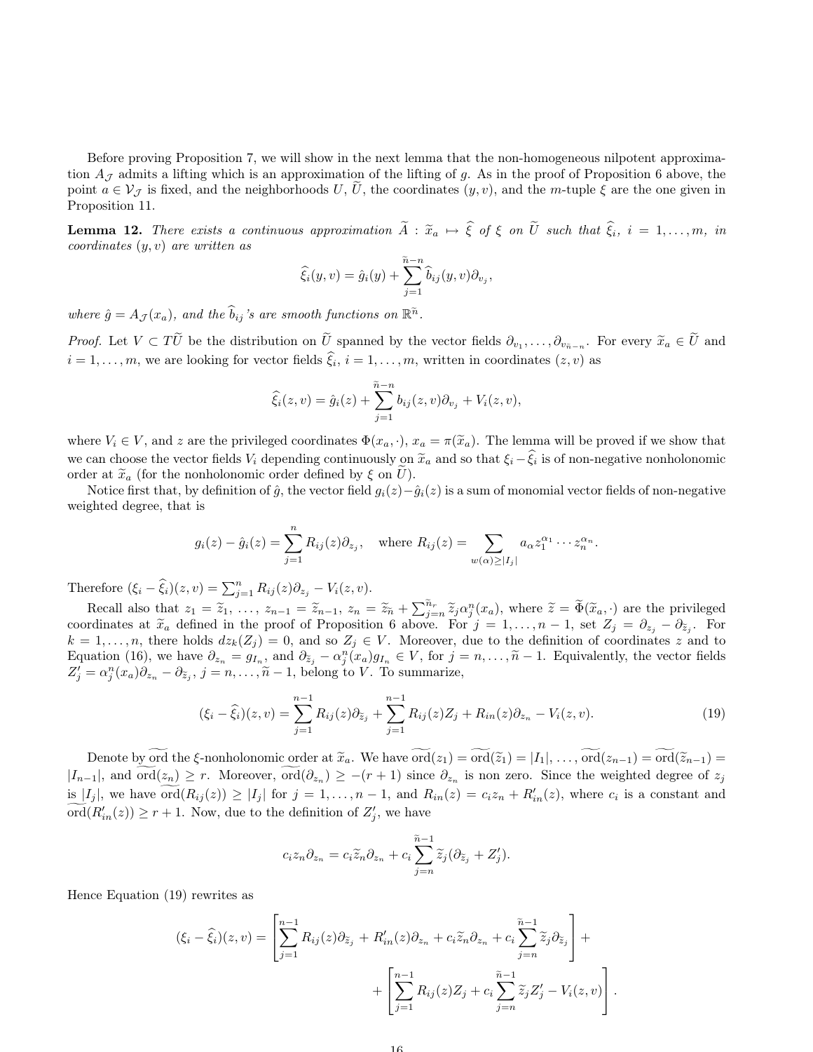Before proving Proposition 7, we will show in the next lemma that the non-homogeneous nilpotent approximation $A_{\mathcal{J}}$ admits a lifting which is an approximation of the lifting of $g$. As in the proof of Proposition 6 above, the point $a \in \mathcal{V}_{\mathcal{J}}$ is fixed, and the neighborhoods $U$, $\widetilde{U}$, the coordinates $(y,v)$, and the $m$-tuple $\xi$ are the one given in Proposition 11.

**Lemma 12.** *There exists a continuous approximation $\widetilde{A} : \widetilde{x}_a \mapsto \widehat{\xi}$ of $\xi$ on $\widetilde{U}$ such that $\widehat{\xi}_i$, $i = 1, \ldots, m$, in coordinates $(y,v)$ are written as*

$$\widehat{\xi}_i(y,v) = \hat{g}_i(y) + \sum_{j=1}^{\widetilde{n}-n} \widehat{b}_{ij}(y,v)\partial_{v_j},$$

*where $\hat{g} = A_{\mathcal{J}}(x_a)$, and the $\widehat{b}_{ij}$'s are smooth functions on $\mathbb{R}^{\widetilde{n}}$.*

*Proof.* Let $V \subset T\widetilde{U}$ be the distribution on $\widetilde{U}$ spanned by the vector fields $\partial_{v_1}, \ldots, \partial_{v_{\widetilde{n}-n}}$. For every $\widetilde{x}_a \in \widetilde{U}$ and $i = 1, \ldots, m$, we are looking for vector fields $\widehat{\xi}_i$, $i = 1, \ldots, m$, written in coordinates $(z,v)$ as

$$\widehat{\xi}_i(z,v) = \hat{g}_i(z) + \sum_{j=1}^{\widetilde{n}-n} b_{ij}(z,v)\partial_{v_j} + V_i(z,v),$$

where $V_i \in V$, and $z$ are the privileged coordinates $\Phi(x_a, \cdot)$, $x_a = \pi(\widetilde{x}_a)$. The lemma will be proved if we show that we can choose the vector fields $V_i$ depending continuously on $\widetilde{x}_a$ and so that $\xi_i - \widehat{\xi}_i$ is of non-negative nonholonomic order at $\widetilde{x}_a$ (for the nonholonomic order defined by $\xi$ on $\widetilde{U}$).

Notice first that, by definition of $\hat{g}$, the vector field $g_i(z) - \hat{g}_i(z)$ is a sum of monomial vector fields of non-negative weighted degree, that is

$$g_i(z) - \hat{g}_i(z) = \sum_{j=1}^{n} R_{ij}(z)\partial_{z_j}, \quad \text{where } R_{ij}(z) = \sum_{w(\alpha) \geq |I_j|} a_\alpha z_1^{\alpha_1} \cdots z_n^{\alpha_n}.$$

Therefore $(\xi_i - \widehat{\xi}_i)(z,v) = \sum_{j=1}^{n} R_{ij}(z)\partial_{z_j} - V_i(z,v)$.

Recall also that $z_1 = \widetilde{z}_1, \ldots, z_{n-1} = \widetilde{z}_{n-1}$, $z_n = \widetilde{z}_{\widetilde{n}} + \sum_{j=n}^{\widetilde{n}_r} \widetilde{z}_j \alpha_j^n(x_a)$, where $\widetilde{z} = \widetilde{\Phi}(\widetilde{x}_a, \cdot)$ are the privileged coordinates at $\widetilde{x}_a$ defined in the proof of Proposition 6 above. For $j = 1, \ldots, n-1$, set $Z_j = \partial_{z_j} - \partial_{\widetilde{z}_j}$. For $k = 1, \ldots, n$, there holds $dz_k(Z_j) = 0$, and so $Z_j \in V$. Moreover, due to the definition of coordinates $z$ and to Equation (16), we have $\partial_{z_n} = g_{I_n}$, and $\partial_{\widetilde{z}_j} - \alpha_j^n(x_a) g_{I_n} \in V$, for $j = n, \ldots, \widetilde{n}-1$. Equivalently, the vector fields $Z'_j = \alpha_j^n(x_a)\partial_{z_n} - \partial_{\widetilde{z}_j}$, $j = n, \ldots, \widetilde{n}-1$, belong to $V$. To summarize,

$$(\xi_i - \widehat{\xi}_i)(z,v) = \sum_{j=1}^{n-1} R_{ij}(z)\partial_{\widetilde{z}_j} + \sum_{j=1}^{n-1} R_{ij}(z) Z_j + R_{in}(z)\partial_{z_n} - V_i(z,v). \tag{19}$$

Denote by $\widetilde{\mathrm{ord}}$ the $\xi$-nonholonomic order at $\widetilde{x}_a$. We have $\widetilde{\mathrm{ord}}(z_1) = \widetilde{\mathrm{ord}}(\widetilde{z}_1) = |I_1|, \ldots, \widetilde{\mathrm{ord}}(z_{n-1}) = \widetilde{\mathrm{ord}}(\widetilde{z}_{n-1}) = |I_{n-1}|$, and $\widetilde{\mathrm{ord}}(z_n) \geq r$. Moreover, $\widetilde{\mathrm{ord}}(\partial_{z_n}) \geq -(r+1)$ since $\partial_{z_n}$ is non zero. Since the weighted degree of $z_j$ is $|I_j|$, we have $\widetilde{\mathrm{ord}}(R_{ij}(z)) \geq |I_j|$ for $j = 1, \ldots, n-1$, and $R_{in}(z) = c_i z_n + R'_{in}(z)$, where $c_i$ is a constant and $\widetilde{\mathrm{ord}}(R'_{in}(z)) \geq r+1$. Now, due to the definition of $Z'_j$, we have

$$c_i z_n \partial_{z_n} = c_i \widetilde{z}_n \partial_{z_n} + c_i \sum_{j=n}^{\widetilde{n}-1} \widetilde{z}_j (\partial_{\widetilde{z}_j} + Z'_j).$$

Hence Equation (19) rewrites as

$$(\xi_i - \widehat{\xi}_i)(z,v) = \left[ \sum_{j=1}^{n-1} R_{ij}(z)\partial_{\widetilde{z}_j} + R'_{in}(z)\partial_{z_n} + c_i \widetilde{z}_n \partial_{z_n} + c_i \sum_{j=n}^{\widetilde{n}-1} \widetilde{z}_j \partial_{\widetilde{z}_j} \right] +$$
$$+ \left[ \sum_{j=1}^{n-1} R_{ij}(z) Z_j + c_i \sum_{j=n}^{\widetilde{n}-1} \widetilde{z}_j Z'_j - V_i(z,v) \right].$$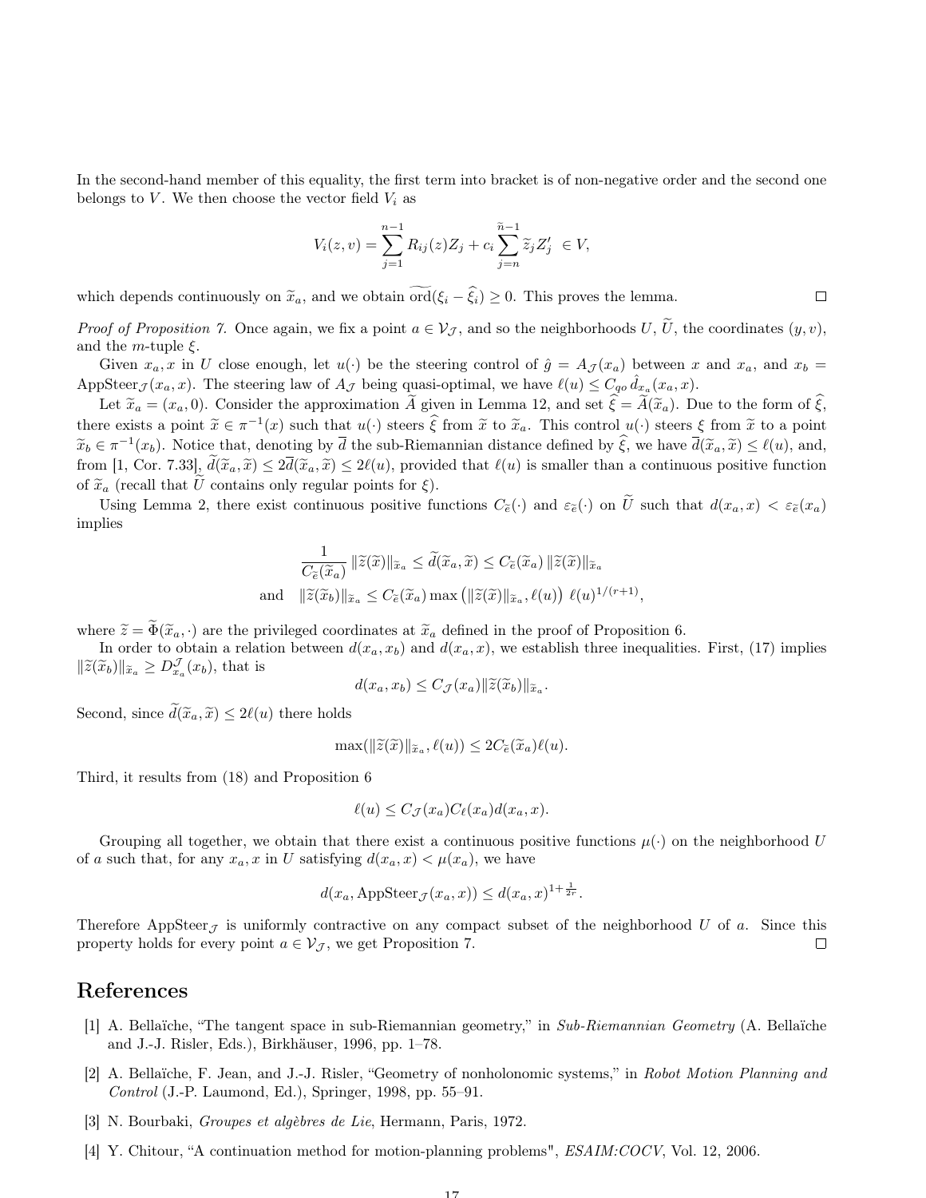In the second-hand member of this equality, the first term into bracket is of non-negative order and the second one belongs to $V$. We then choose the vector field $V_i$ as

$$V_i(z,v) = \sum_{j=1}^{n-1} R_{ij}(z) Z_j + c_i \sum_{j=n}^{\widetilde{n}-1} \widetilde{z}_j Z'_j \ \in V,$$

which depends continuously on $\widetilde{x}_a$, and we obtain $\widetilde{\mathrm{ord}}(\xi_i - \widehat{\xi}_i) \geq 0$. This proves the lemma. ☐

*Proof of Proposition 7.* Once again, we fix a point $a \in \mathcal{V}_{\mathcal{J}}$, and so the neighborhoods $U$, $\widetilde{U}$, the coordinates $(y,v)$, and the $m$-tuple $\xi$.

Given $x_a, x$ in $U$ close enough, let $u(\cdot)$ be the steering control of $\hat{g} = A_{\mathcal{J}}(x_a)$ between $x$ and $x_a$, and $x_b = \mathrm{AppSteer}_{\mathcal{J}}(x_a, x)$. The steering law of $A_{\mathcal{J}}$ being quasi-optimal, we have $\ell(u) \leq C_{qo} \hat{d}_{x_a}(x_a, x)$.

Let $\widetilde{x}_a = (x_a, 0)$. Consider the approximation $\widetilde{A}$ given in Lemma 12, and set $\widehat{\xi} = \widetilde{A}(\widetilde{x}_a)$. Due to the form of $\widehat{\xi}$, there exists a point $\widetilde{x} \in \pi^{-1}(x)$ such that $u(\cdot)$ steers $\widehat{\xi}$ from $\widetilde{x}$ to $\widetilde{x}_a$. This control $u(\cdot)$ steers $\xi$ from $\widetilde{x}$ to a point $\widetilde{x}_b \in \pi^{-1}(x_b)$. Notice that, denoting by $\overline{d}$ the sub-Riemannian distance defined by $\widehat{\xi}$, we have $\overline{d}(\widetilde{x}_a, \widetilde{x}) \leq \ell(u)$, and, from [1, Cor. 7.33], $\widetilde{d}(\widetilde{x}_a, \widetilde{x}) \leq 2\overline{d}(\widetilde{x}_a, \widetilde{x}) \leq 2\ell(u)$, provided that $\ell(u)$ is smaller than a continuous positive function of $\widetilde{x}_a$ (recall that $\widetilde{U}$ contains only regular points for $\xi$).

Using Lemma 2, there exist continuous positive functions $C_{\widetilde{e}}(\cdot)$ and $\varepsilon_{\widetilde{e}}(\cdot)$ on $\widetilde{U}$ such that $d(x_a, x) < \varepsilon_{\widetilde{e}}(x_a)$ implies

$$\frac{1}{C_{\widetilde{e}}(\widetilde{x}_a)} \|\widetilde{z}(\widetilde{x})\|_{\widetilde{x}_a} \leq \widetilde{d}(\widetilde{x}_a, \widetilde{x}) \leq C_{\widetilde{e}}(\widetilde{x}_a) \|\widetilde{z}(\widetilde{x})\|_{\widetilde{x}_a}$$

$$\text{and} \quad \|\widetilde{z}(\widetilde{x}_b)\|_{\widetilde{x}_a} \leq C_{\widetilde{e}}(\widetilde{x}_a) \max\left(\|\widetilde{z}(\widetilde{x})\|_{\widetilde{x}_a}, \ell(u)\right) \, \ell(u)^{1/(r+1)},$$

where $\widetilde{z} = \widetilde{\Phi}(\widetilde{x}_a, \cdot)$ are the privileged coordinates at $\widetilde{x}_a$ defined in the proof of Proposition 6.

In order to obtain a relation between $d(x_a, x_b)$ and $d(x_a, x)$, we establish three inequalities. First, (17) implies $\|\widetilde{z}(\widetilde{x}_b)\|_{\widetilde{x}_a} \geq D^{\mathcal{J}}_{x_a}(x_b)$, that is

$$d(x_a, x_b) \leq C_{\mathcal{J}}(x_a) \|\widetilde{z}(\widetilde{x}_b)\|_{\widetilde{x}_a}.$$

Second, since $\widetilde{d}(\widetilde{x}_a, \widetilde{x}) \leq 2\ell(u)$ there holds

$$\max(\|\widetilde{z}(\widetilde{x})\|_{\widetilde{x}_a}, \ell(u)) \leq 2C_{\widetilde{e}}(\widetilde{x}_a)\ell(u).$$

Third, it results from (18) and Proposition 6

$$\ell(u) \leq C_{\mathcal{J}}(x_a) C_{\ell}(x_a) d(x_a, x).$$

Grouping all together, we obtain that there exist a continuous positive functions $\mu(\cdot)$ on the neighborhood $U$ of $a$ such that, for any $x_a, x$ in $U$ satisfying $d(x_a, x) < \mu(x_a)$, we have

$$d(x_a, \mathrm{AppSteer}_{\mathcal{J}}(x_a, x)) \leq d(x_a, x)^{1+\frac{1}{2r}}.$$

Therefore $\mathrm{AppSteer}_{\mathcal{J}}$ is uniformly contractive on any compact subset of the neighborhood $U$ of $a$. Since this property holds for every point $a \in \mathcal{V}_{\mathcal{J}}$, we get Proposition 7. ☐

# References

[1] A. Bellaïche, "The tangent space in sub-Riemannian geometry," in *Sub-Riemannian Geometry* (A. Bellaïche and J.-J. Risler, Eds.), Birkhäuser, 1996, pp. 1–78.

[2] A. Bellaïche, F. Jean, and J.-J. Risler, "Geometry of nonholonomic systems," in *Robot Motion Planning and Control* (J.-P. Laumond, Ed.), Springer, 1998, pp. 55–91.

[3] N. Bourbaki, *Groupes et algèbres de Lie*, Hermann, Paris, 1972.

[4] Y. Chitour, "A continuation method for motion-planning problems", *ESAIM:COCV*, Vol. 12, 2006.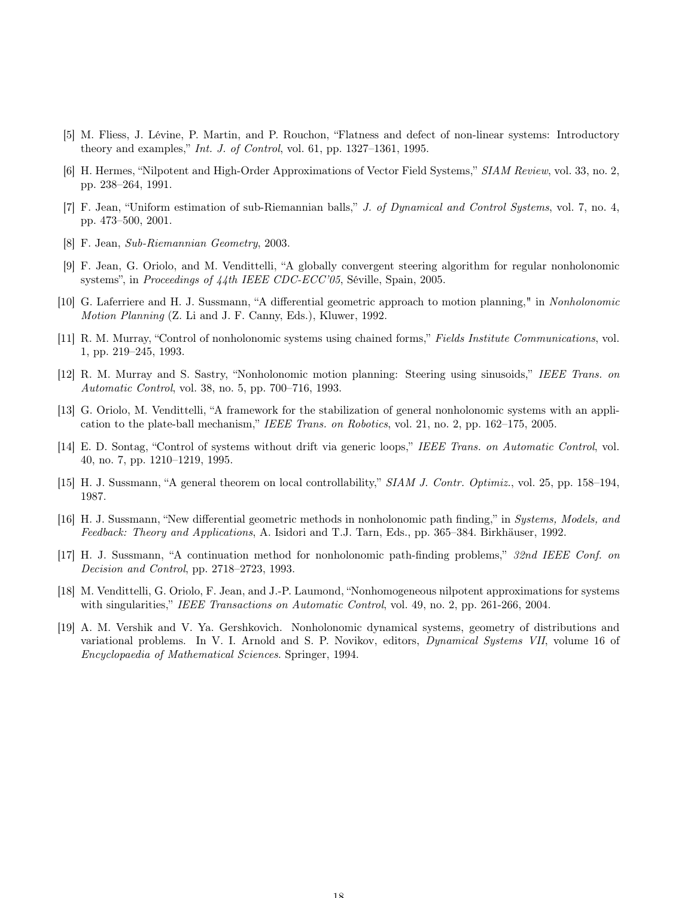[5] M. Fliess, J. Lévine, P. Martin, and P. Rouchon, “Flatness and defect of non-linear systems: Introductory theory and examples,” *Int. J. of Control*, vol. 61, pp. 1327–1361, 1995.

[6] H. Hermes, “Nilpotent and High-Order Approximations of Vector Field Systems,” *SIAM Review*, vol. 33, no. 2, pp. 238–264, 1991.

[7] F. Jean, “Uniform estimation of sub-Riemannian balls,” *J. of Dynamical and Control Systems*, vol. 7, no. 4, pp. 473–500, 2001.

[8] F. Jean, *Sub-Riemannian Geometry*, 2003.

[9] F. Jean, G. Oriolo, and M. Vendittelli, “A globally convergent steering algorithm for regular nonholonomic systems”, in *Proceedings of 44th IEEE CDC-ECC'05*, Séville, Spain, 2005.

[10] G. Laferriere and H. J. Sussmann, “A differential geometric approach to motion planning," in *Nonholonomic Motion Planning* (Z. Li and J. F. Canny, Eds.), Kluwer, 1992.

[11] R. M. Murray, “Control of nonholonomic systems using chained forms,” *Fields Institute Communications*, vol. 1, pp. 219–245, 1993.

[12] R. M. Murray and S. Sastry, “Nonholonomic motion planning: Steering using sinusoids,” *IEEE Trans. on Automatic Control*, vol. 38, no. 5, pp. 700–716, 1993.

[13] G. Oriolo, M. Vendittelli, “A framework for the stabilization of general nonholonomic systems with an application to the plate-ball mechanism,” *IEEE Trans. on Robotics*, vol. 21, no. 2, pp. 162–175, 2005.

[14] E. D. Sontag, “Control of systems without drift via generic loops,” *IEEE Trans. on Automatic Control*, vol. 40, no. 7, pp. 1210–1219, 1995.

[15] H. J. Sussmann, “A general theorem on local controllability,” *SIAM J. Contr. Optimiz.*, vol. 25, pp. 158–194, 1987.

[16] H. J. Sussmann, “New differential geometric methods in nonholonomic path finding,” in *Systems, Models, and Feedback: Theory and Applications*, A. Isidori and T.J. Tarn, Eds., pp. 365–384. Birkhäuser, 1992.

[17] H. J. Sussmann, “A continuation method for nonholonomic path-finding problems,” *32nd IEEE Conf. on Decision and Control*, pp. 2718–2723, 1993.

[18] M. Vendittelli, G. Oriolo, F. Jean, and J.-P. Laumond, “Nonhomogeneous nilpotent approximations for systems with singularities,” *IEEE Transactions on Automatic Control*, vol. 49, no. 2, pp. 261-266, 2004.

[19] A. M. Vershik and V. Ya. Gershkovich. Nonholonomic dynamical systems, geometry of distributions and variational problems. In V. I. Arnold and S. P. Novikov, editors, *Dynamical Systems VII*, volume 16 of *Encyclopaedia of Mathematical Sciences*. Springer, 1994.